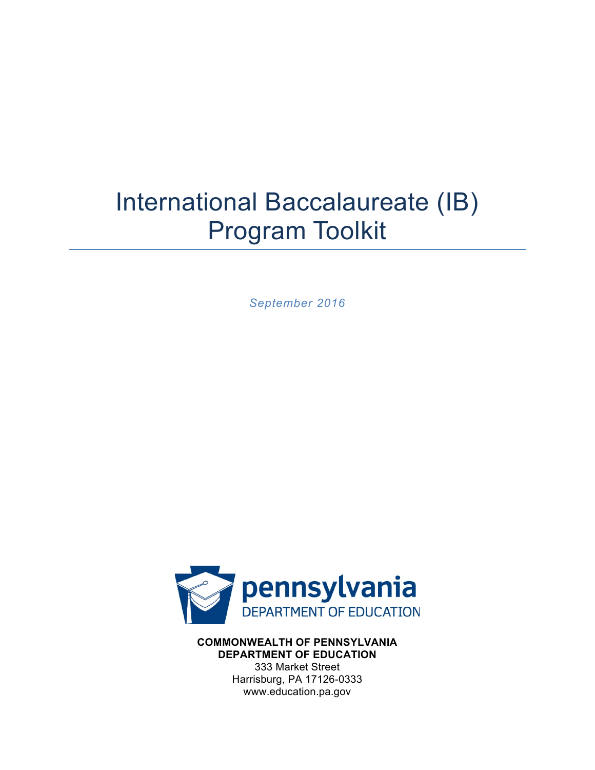# International Baccalaureate (IB) Program Toolkit

*September 2016*

pennsylvania
DEPARTMENT OF EDUCATION

**COMMONWEALTH OF PENNSYLVANIA**
**DEPARTMENT OF EDUCATION**
333 Market Street
Harrisburg, PA 17126-0333
www.education.pa.gov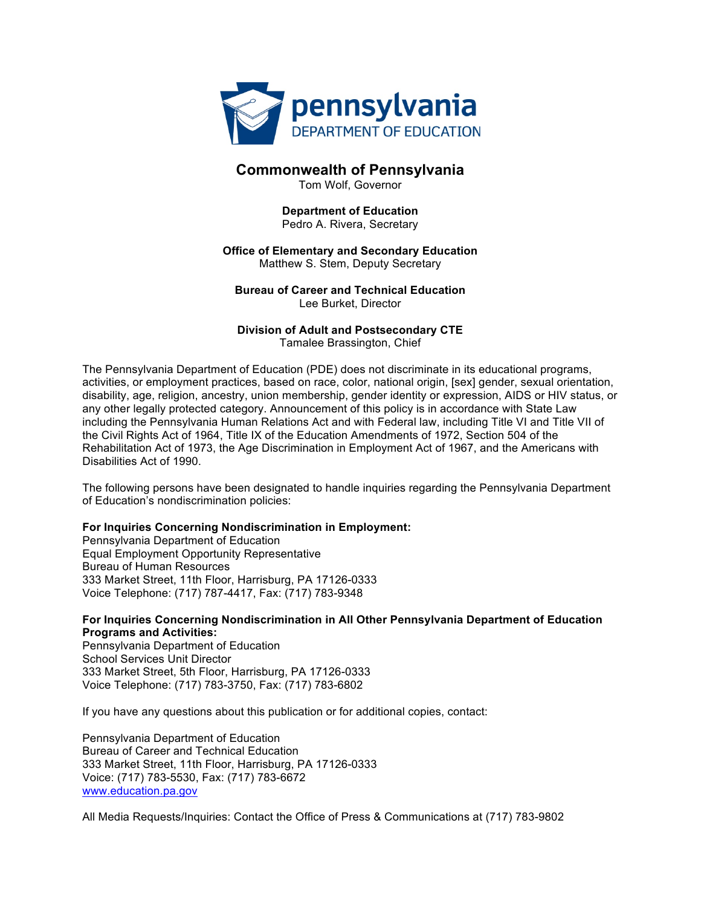## Commonwealth of Pennsylvania

Tom Wolf, Governor

**Department of Education**
Pedro A. Rivera, Secretary

**Office of Elementary and Secondary Education**
Matthew S. Stem, Deputy Secretary

**Bureau of Career and Technical Education**
Lee Burket, Director

**Division of Adult and Postsecondary CTE**
Tamalee Brassington, Chief

The Pennsylvania Department of Education (PDE) does not discriminate in its educational programs, activities, or employment practices, based on race, color, national origin, [sex] gender, sexual orientation, disability, age, religion, ancestry, union membership, gender identity or expression, AIDS or HIV status, or any other legally protected category. Announcement of this policy is in accordance with State Law including the Pennsylvania Human Relations Act and with Federal law, including Title VI and Title VII of the Civil Rights Act of 1964, Title IX of the Education Amendments of 1972, Section 504 of the Rehabilitation Act of 1973, the Age Discrimination in Employment Act of 1967, and the Americans with Disabilities Act of 1990.

The following persons have been designated to handle inquiries regarding the Pennsylvania Department of Education's nondiscrimination policies:

**For Inquiries Concerning Nondiscrimination in Employment:**
Pennsylvania Department of Education
Equal Employment Opportunity Representative
Bureau of Human Resources
333 Market Street, 11th Floor, Harrisburg, PA 17126-0333
Voice Telephone: (717) 787-4417, Fax: (717) 783-9348

**For Inquiries Concerning Nondiscrimination in All Other Pennsylvania Department of Education Programs and Activities:**
Pennsylvania Department of Education
School Services Unit Director
333 Market Street, 5th Floor, Harrisburg, PA 17126-0333
Voice Telephone: (717) 783-3750, Fax: (717) 783-6802

If you have any questions about this publication or for additional copies, contact:

Pennsylvania Department of Education
Bureau of Career and Technical Education
333 Market Street, 11th Floor, Harrisburg, PA 17126-0333
Voice: (717) 783-5530, Fax: (717) 783-6672
www.education.pa.gov

All Media Requests/Inquiries: Contact the Office of Press & Communications at (717) 783-9802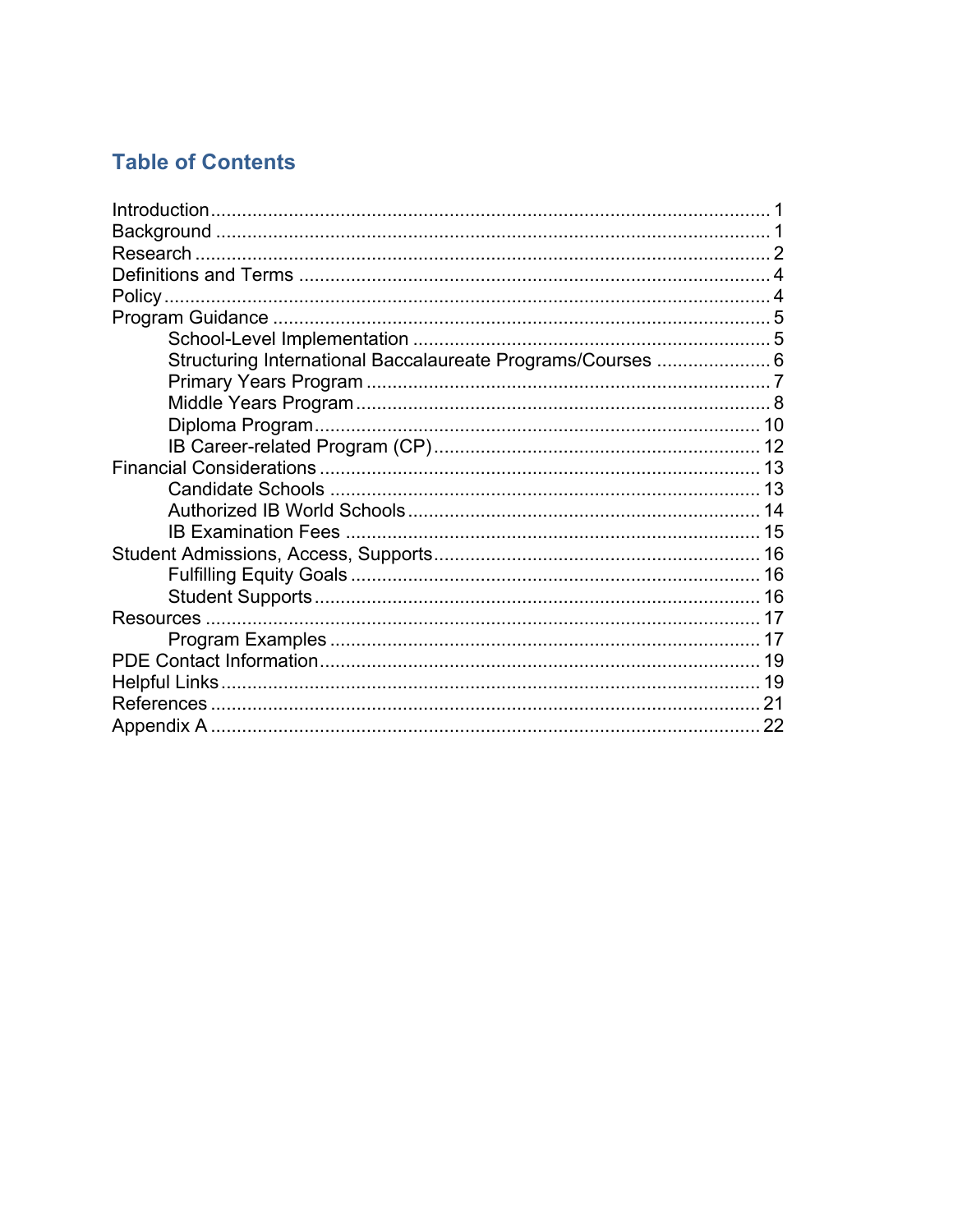## Table of Contents

- Introduction ........................................................................................................ 1
- Background ........................................................................................................ 1
- Research ........................................................................................................... 2
- Definitions and Terms ........................................................................................ 4
- Policy ................................................................................................................. 4
- Program Guidance ............................................................................................. 5
    - School-Level Implementation ...................................................................... 5
    - Structuring International Baccalaureate Programs/Courses ........................ 6
    - Primary Years Program ............................................................................... 7
    - Middle Years Program ................................................................................. 8
    - Diploma Program ....................................................................................... 10
    - IB Career-related Program (CP) ................................................................ 12
- Financial Considerations .................................................................................. 13
    - Candidate Schools ..................................................................................... 13
    - Authorized IB World Schools ..................................................................... 14
    - IB Examination Fees .................................................................................. 15
- Student Admissions, Access, Supports ............................................................ 16
    - Fulfilling Equity Goals ................................................................................ 16
    - Student Supports ........................................................................................ 16
- Resources ........................................................................................................ 17
    - Program Examples ..................................................................................... 17
- PDE Contact Information .................................................................................. 19
- Helpful Links ..................................................................................................... 19
- References ....................................................................................................... 21
- Appendix A ....................................................................................................... 22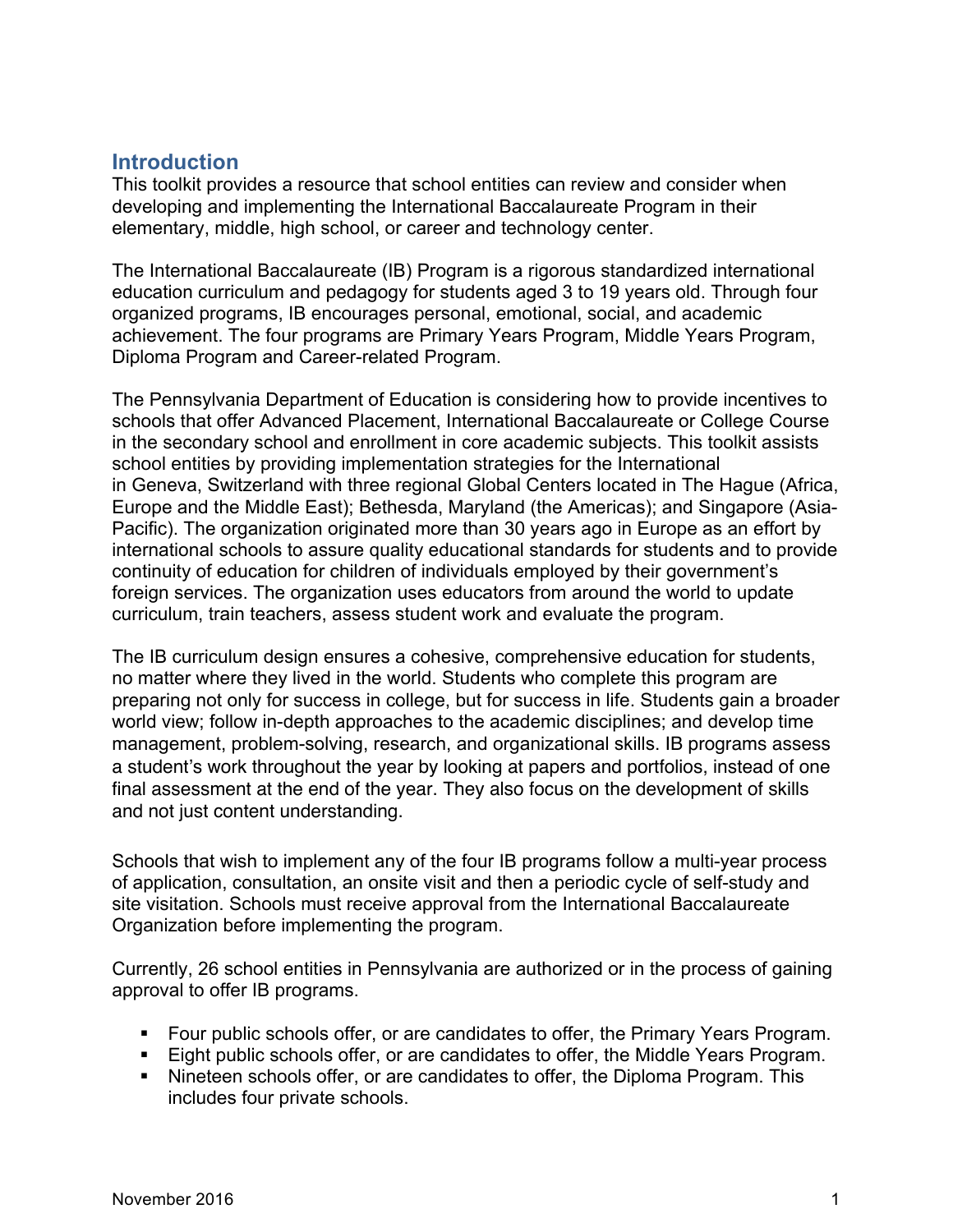## Introduction

This toolkit provides a resource that school entities can review and consider when developing and implementing the International Baccalaureate Program in their elementary, middle, high school, or career and technology center.

The International Baccalaureate (IB) Program is a rigorous standardized international education curriculum and pedagogy for students aged 3 to 19 years old. Through four organized programs, IB encourages personal, emotional, social, and academic achievement. The four programs are Primary Years Program, Middle Years Program, Diploma Program and Career-related Program.

The Pennsylvania Department of Education is considering how to provide incentives to schools that offer Advanced Placement, International Baccalaureate or College Course in the secondary school and enrollment in core academic subjects. This toolkit assists school entities by providing implementation strategies for the International in Geneva, Switzerland with three regional Global Centers located in The Hague (Africa, Europe and the Middle East); Bethesda, Maryland (the Americas); and Singapore (Asia-Pacific). The organization originated more than 30 years ago in Europe as an effort by international schools to assure quality educational standards for students and to provide continuity of education for children of individuals employed by their government's foreign services. The organization uses educators from around the world to update curriculum, train teachers, assess student work and evaluate the program.

The IB curriculum design ensures a cohesive, comprehensive education for students, no matter where they lived in the world. Students who complete this program are preparing not only for success in college, but for success in life. Students gain a broader world view; follow in-depth approaches to the academic disciplines; and develop time management, problem-solving, research, and organizational skills. IB programs assess a student's work throughout the year by looking at papers and portfolios, instead of one final assessment at the end of the year. They also focus on the development of skills and not just content understanding.

Schools that wish to implement any of the four IB programs follow a multi-year process of application, consultation, an onsite visit and then a periodic cycle of self-study and site visitation. Schools must receive approval from the International Baccalaureate Organization before implementing the program.

Currently, 26 school entities in Pennsylvania are authorized or in the process of gaining approval to offer IB programs.

- Four public schools offer, or are candidates to offer, the Primary Years Program.
- Eight public schools offer, or are candidates to offer, the Middle Years Program.
- Nineteen schools offer, or are candidates to offer, the Diploma Program. This includes four private schools.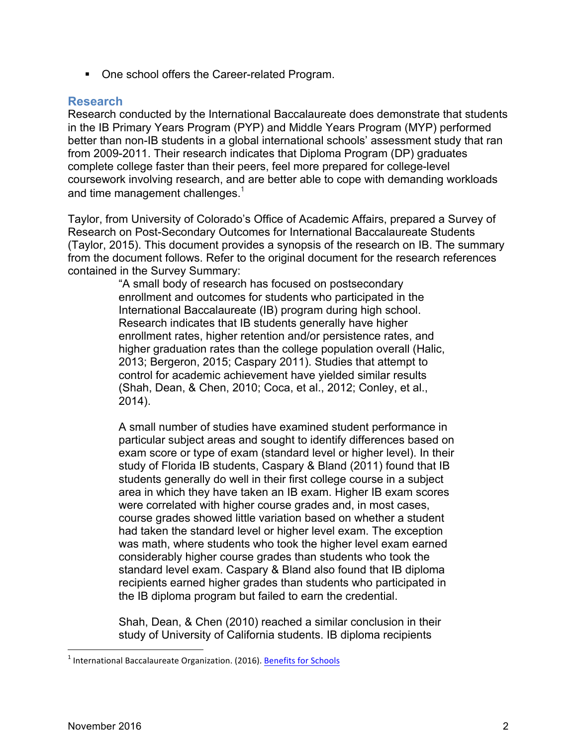- One school offers the Career-related Program.

## Research

Research conducted by the International Baccalaureate does demonstrate that students in the IB Primary Years Program (PYP) and Middle Years Program (MYP) performed better than non-IB students in a global international schools' assessment study that ran from 2009-2011. Their research indicates that Diploma Program (DP) graduates complete college faster than their peers, feel more prepared for college-level coursework involving research, and are better able to cope with demanding workloads and time management challenges.[1]

Taylor, from University of Colorado's Office of Academic Affairs, prepared a Survey of Research on Post-Secondary Outcomes for International Baccalaureate Students (Taylor, 2015). This document provides a synopsis of the research on IB. The summary from the document follows. Refer to the original document for the research references contained in the Survey Summary:

> "A small body of research has focused on postsecondary enrollment and outcomes for students who participated in the International Baccalaureate (IB) program during high school. Research indicates that IB students generally have higher enrollment rates, higher retention and/or persistence rates, and higher graduation rates than the college population overall (Halic, 2013; Bergeron, 2015; Caspary 2011). Studies that attempt to control for academic achievement have yielded similar results (Shah, Dean, & Chen, 2010; Coca, et al., 2012; Conley, et al., 2014).
>
> A small number of studies have examined student performance in particular subject areas and sought to identify differences based on exam score or type of exam (standard level or higher level). In their study of Florida IB students, Caspary & Bland (2011) found that IB students generally do well in their first college course in a subject area in which they have taken an IB exam. Higher IB exam scores were correlated with higher course grades and, in most cases, course grades showed little variation based on whether a student had taken the standard level or higher level exam. The exception was math, where students who took the higher level exam earned considerably higher course grades than students who took the standard level exam. Caspary & Bland also found that IB diploma recipients earned higher grades than students who participated in the IB diploma program but failed to earn the credential.
>
> Shah, Dean, & Chen (2010) reached a similar conclusion in their study of University of California students. IB diploma recipients

[1] International Baccalaureate Organization. (2016). Benefits for Schools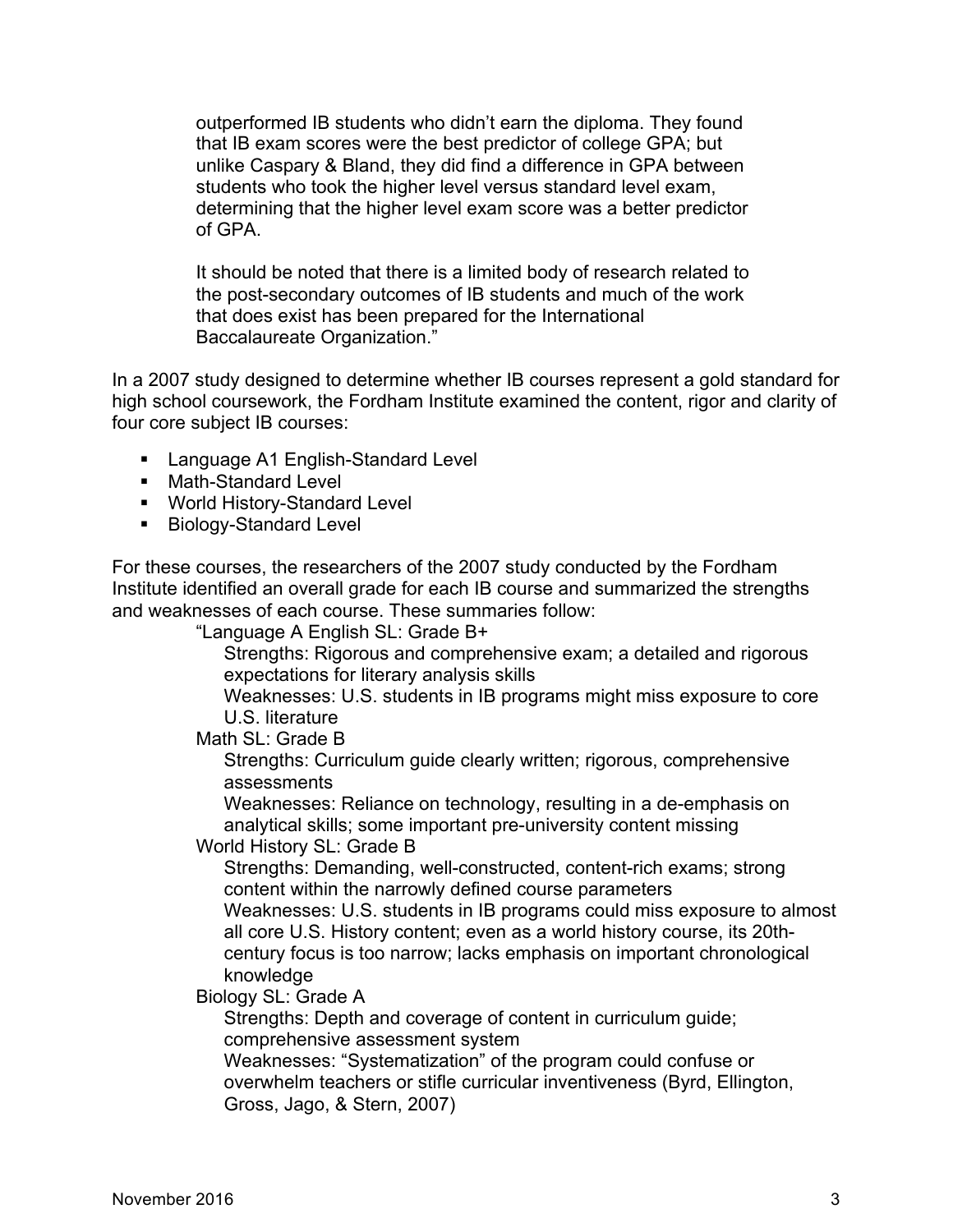> outperformed IB students who didn't earn the diploma. They found that IB exam scores were the best predictor of college GPA; but unlike Caspary & Bland, they did find a difference in GPA between students who took the higher level versus standard level exam, determining that the higher level exam score was a better predictor of GPA.
>
> It should be noted that there is a limited body of research related to the post-secondary outcomes of IB students and much of the work that does exist has been prepared for the International Baccalaureate Organization."

In a 2007 study designed to determine whether IB courses represent a gold standard for high school coursework, the Fordham Institute examined the content, rigor and clarity of four core subject IB courses:

- Language A1 English-Standard Level
- Math-Standard Level
- World History-Standard Level
- Biology-Standard Level

For these courses, the researchers of the 2007 study conducted by the Fordham Institute identified an overall grade for each IB course and summarized the strengths and weaknesses of each course. These summaries follow:

> "Language A English SL: Grade B+
>
> Strengths: Rigorous and comprehensive exam; a detailed and rigorous expectations for literary analysis skills
>
> Weaknesses: U.S. students in IB programs might miss exposure to core U.S. literature
>
> Math SL: Grade B
>
> Strengths: Curriculum guide clearly written; rigorous, comprehensive assessments
>
> Weaknesses: Reliance on technology, resulting in a de-emphasis on analytical skills; some important pre-university content missing
>
> World History SL: Grade B
>
> Strengths: Demanding, well-constructed, content-rich exams; strong content within the narrowly defined course parameters
>
> Weaknesses: U.S. students in IB programs could miss exposure to almost all core U.S. History content; even as a world history course, its 20th-century focus is too narrow; lacks emphasis on important chronological knowledge
>
> Biology SL: Grade A
>
> Strengths: Depth and coverage of content in curriculum guide; comprehensive assessment system
>
> Weaknesses: "Systematization" of the program could confuse or overwhelm teachers or stifle curricular inventiveness (Byrd, Ellington, Gross, Jago, & Stern, 2007)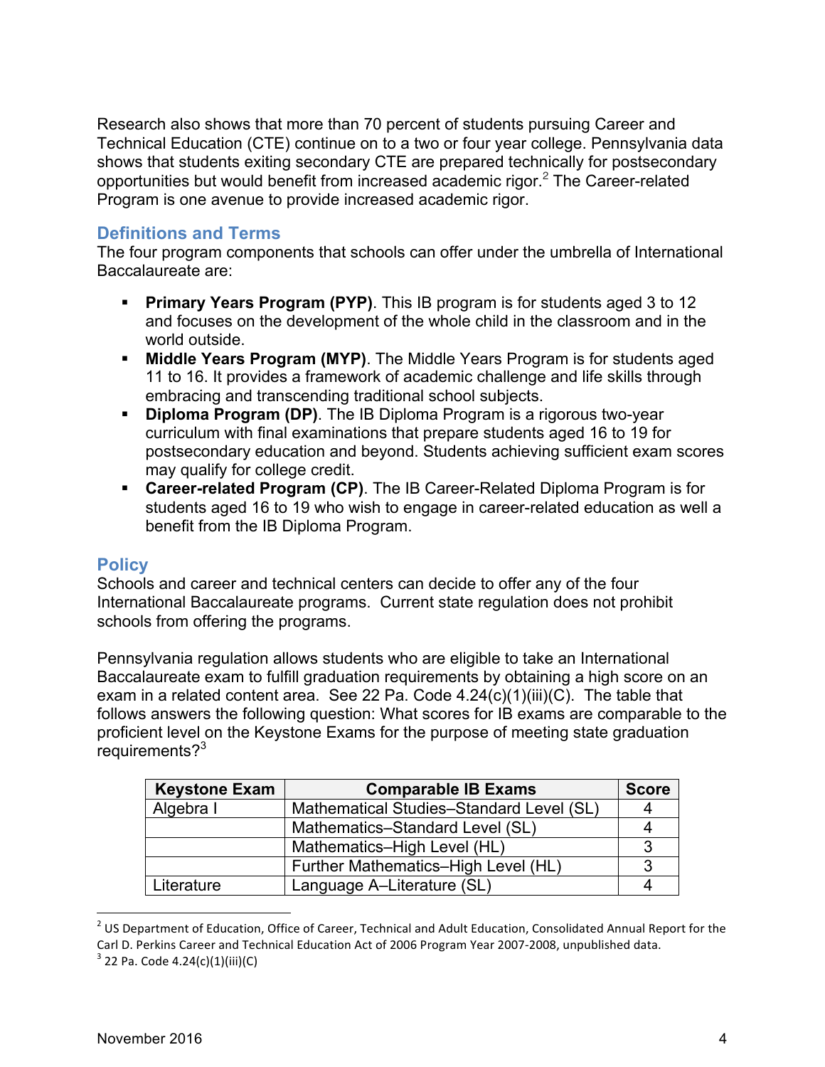Research also shows that more than 70 percent of students pursuing Career and Technical Education (CTE) continue on to a two or four year college. Pennsylvania data shows that students exiting secondary CTE are prepared technically for postsecondary opportunities but would benefit from increased academic rigor.[2] The Career-related Program is one avenue to provide increased academic rigor.

## Definitions and Terms

The four program components that schools can offer under the umbrella of International Baccalaureate are:

- **Primary Years Program (PYP)**. This IB program is for students aged 3 to 12 and focuses on the development of the whole child in the classroom and in the world outside.
- **Middle Years Program (MYP)**. The Middle Years Program is for students aged 11 to 16. It provides a framework of academic challenge and life skills through embracing and transcending traditional school subjects.
- **Diploma Program (DP)**. The IB Diploma Program is a rigorous two-year curriculum with final examinations that prepare students aged 16 to 19 for postsecondary education and beyond. Students achieving sufficient exam scores may qualify for college credit.
- **Career-related Program (CP)**. The IB Career-Related Diploma Program is for students aged 16 to 19 who wish to engage in career-related education as well a benefit from the IB Diploma Program.

## Policy

Schools and career and technical centers can decide to offer any of the four International Baccalaureate programs. Current state regulation does not prohibit schools from offering the programs.

Pennsylvania regulation allows students who are eligible to take an International Baccalaureate exam to fulfill graduation requirements by obtaining a high score on an exam in a related content area. See 22 Pa. Code 4.24(c)(1)(iii)(C). The table that follows answers the following question: What scores for IB exams are comparable to the proficient level on the Keystone Exams for the purpose of meeting state graduation requirements?[3]

| Keystone Exam | Comparable IB Exams | Score |
|---|---|---|
| Algebra I | Mathematical Studies–Standard Level (SL) | 4 |
| | Mathematics–Standard Level (SL) | 4 |
| | Mathematics–High Level (HL) | 3 |
| | Further Mathematics–High Level (HL) | 3 |
| Literature | Language A–Literature (SL) | 4 |

[2] US Department of Education, Office of Career, Technical and Adult Education, Consolidated Annual Report for the Carl D. Perkins Career and Technical Education Act of 2006 Program Year 2007-2008, unpublished data.

[3] 22 Pa. Code 4.24(c)(1)(iii)(C)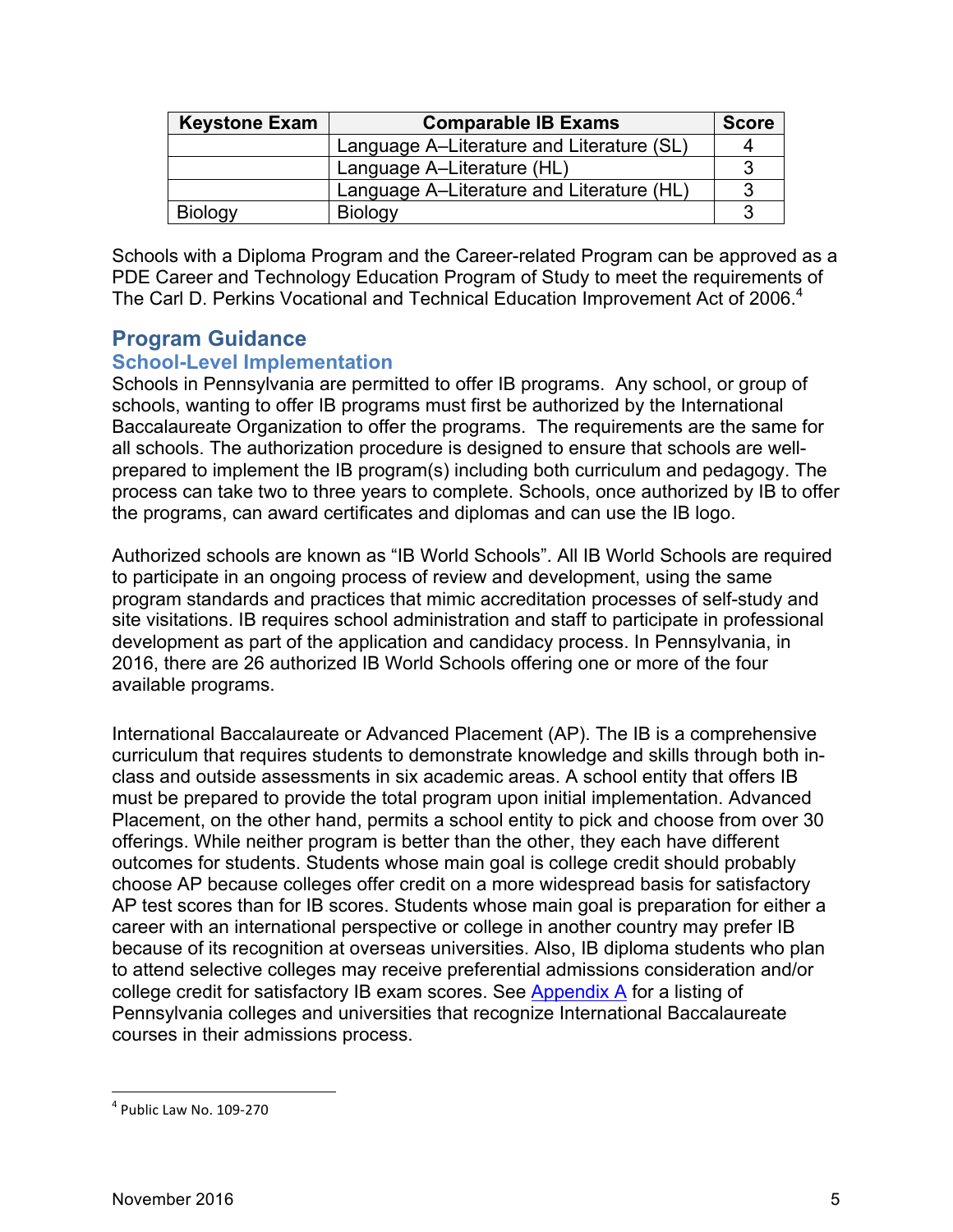| Keystone Exam | Comparable IB Exams | Score |
|---|---|---|
| | Language A–Literature and Literature (SL) | 4 |
| | Language A–Literature (HL) | 3 |
| | Language A–Literature and Literature (HL) | 3 |
| Biology | Biology | 3 |

Schools with a Diploma Program and the Career-related Program can be approved as a PDE Career and Technology Education Program of Study to meet the requirements of The Carl D. Perkins Vocational and Technical Education Improvement Act of 2006.[4]

## Program Guidance

### School-Level Implementation

Schools in Pennsylvania are permitted to offer IB programs. Any school, or group of schools, wanting to offer IB programs must first be authorized by the International Baccalaureate Organization to offer the programs. The requirements are the same for all schools. The authorization procedure is designed to ensure that schools are well-prepared to implement the IB program(s) including both curriculum and pedagogy. The process can take two to three years to complete. Schools, once authorized by IB to offer the programs, can award certificates and diplomas and can use the IB logo.

Authorized schools are known as "IB World Schools". All IB World Schools are required to participate in an ongoing process of review and development, using the same program standards and practices that mimic accreditation processes of self-study and site visitations. IB requires school administration and staff to participate in professional development as part of the application and candidacy process. In Pennsylvania, in 2016, there are 26 authorized IB World Schools offering one or more of the four available programs.

International Baccalaureate or Advanced Placement (AP). The IB is a comprehensive curriculum that requires students to demonstrate knowledge and skills through both in-class and outside assessments in six academic areas. A school entity that offers IB must be prepared to provide the total program upon initial implementation. Advanced Placement, on the other hand, permits a school entity to pick and choose from over 30 offerings. While neither program is better than the other, they each have different outcomes for students. Students whose main goal is college credit should probably choose AP because colleges offer credit on a more widespread basis for satisfactory AP test scores than for IB scores. Students whose main goal is preparation for either a career with an international perspective or college in another country may prefer IB because of its recognition at overseas universities. Also, IB diploma students who plan to attend selective colleges may receive preferential admissions consideration and/or college credit for satisfactory IB exam scores. See Appendix A for a listing of Pennsylvania colleges and universities that recognize International Baccalaureate courses in their admissions process.

[4] Public Law No. 109-270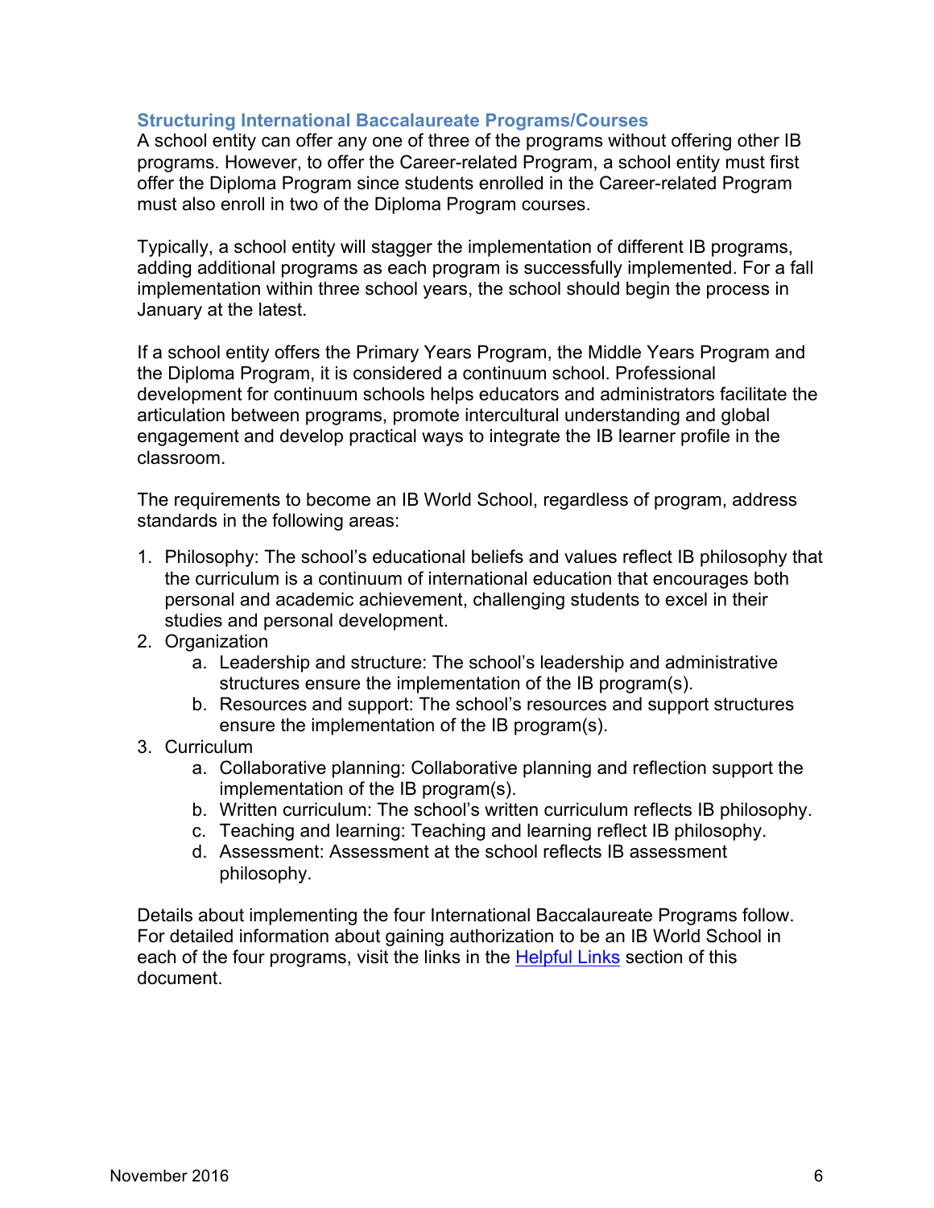### Structuring International Baccalaureate Programs/Courses

A school entity can offer any one of three of the programs without offering other IB programs. However, to offer the Career-related Program, a school entity must first offer the Diploma Program since students enrolled in the Career-related Program must also enroll in two of the Diploma Program courses.

Typically, a school entity will stagger the implementation of different IB programs, adding additional programs as each program is successfully implemented. For a fall implementation within three school years, the school should begin the process in January at the latest.

If a school entity offers the Primary Years Program, the Middle Years Program and the Diploma Program, it is considered a continuum school. Professional development for continuum schools helps educators and administrators facilitate the articulation between programs, promote intercultural understanding and global engagement and develop practical ways to integrate the IB learner profile in the classroom.

The requirements to become an IB World School, regardless of program, address standards in the following areas:

1. Philosophy: The school's educational beliefs and values reflect IB philosophy that the curriculum is a continuum of international education that encourages both personal and academic achievement, challenging students to excel in their studies and personal development.
2. Organization
    a. Leadership and structure: The school's leadership and administrative structures ensure the implementation of the IB program(s).
    b. Resources and support: The school's resources and support structures ensure the implementation of the IB program(s).
3. Curriculum
    a. Collaborative planning: Collaborative planning and reflection support the implementation of the IB program(s).
    b. Written curriculum: The school's written curriculum reflects IB philosophy.
    c. Teaching and learning: Teaching and learning reflect IB philosophy.
    d. Assessment: Assessment at the school reflects IB assessment philosophy.

Details about implementing the four International Baccalaureate Programs follow. For detailed information about gaining authorization to be an IB World School in each of the four programs, visit the links in the Helpful Links section of this document.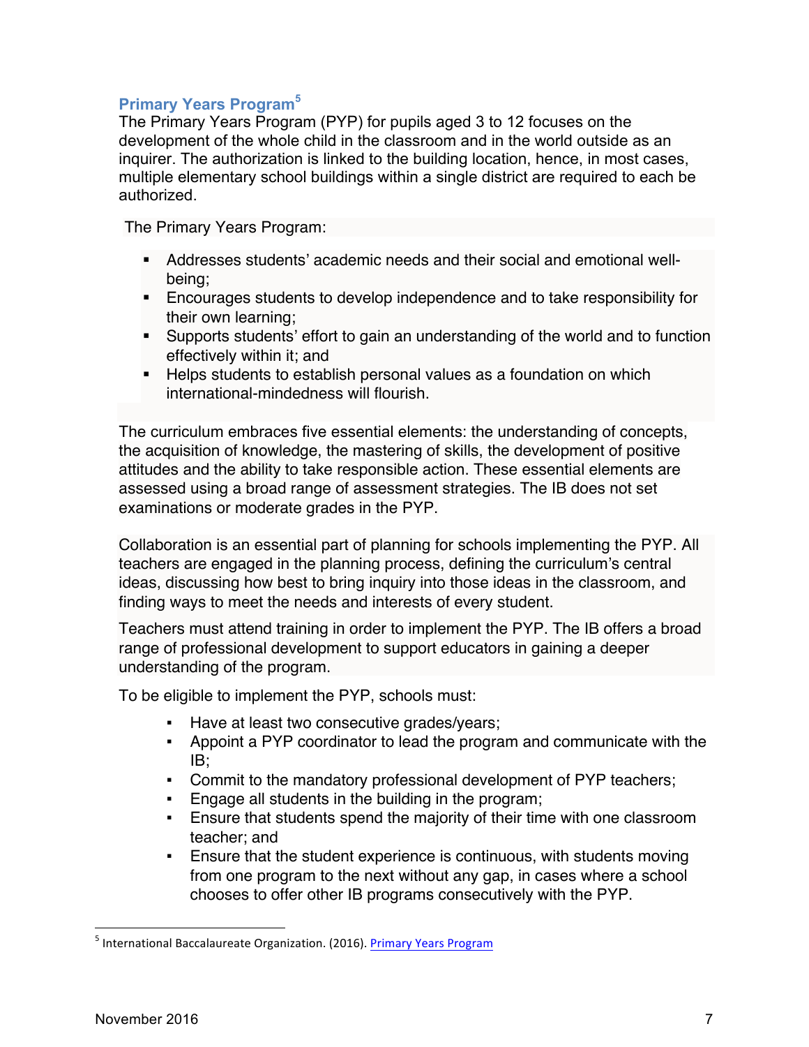### Primary Years Program[5]

The Primary Years Program (PYP) for pupils aged 3 to 12 focuses on the development of the whole child in the classroom and in the world outside as an inquirer. The authorization is linked to the building location, hence, in most cases, multiple elementary school buildings within a single district are required to each be authorized.

The Primary Years Program:

- Addresses students' academic needs and their social and emotional well-being;
- Encourages students to develop independence and to take responsibility for their own learning;
- Supports students' effort to gain an understanding of the world and to function effectively within it; and
- Helps students to establish personal values as a foundation on which international-mindedness will flourish.

The curriculum embraces five essential elements: the understanding of concepts, the acquisition of knowledge, the mastering of skills, the development of positive attitudes and the ability to take responsible action. These essential elements are assessed using a broad range of assessment strategies. The IB does not set examinations or moderate grades in the PYP.

Collaboration is an essential part of planning for schools implementing the PYP. All teachers are engaged in the planning process, defining the curriculum's central ideas, discussing how best to bring inquiry into those ideas in the classroom, and finding ways to meet the needs and interests of every student.

Teachers must attend training in order to implement the PYP. The IB offers a broad range of professional development to support educators in gaining a deeper understanding of the program.

To be eligible to implement the PYP, schools must:

- Have at least two consecutive grades/years;
- Appoint a PYP coordinator to lead the program and communicate with the IB;
- Commit to the mandatory professional development of PYP teachers;
- Engage all students in the building in the program;
- Ensure that students spend the majority of their time with one classroom teacher; and
- Ensure that the student experience is continuous, with students moving from one program to the next without any gap, in cases where a school chooses to offer other IB programs consecutively with the PYP.

[5] International Baccalaureate Organization. (2016). Primary Years Program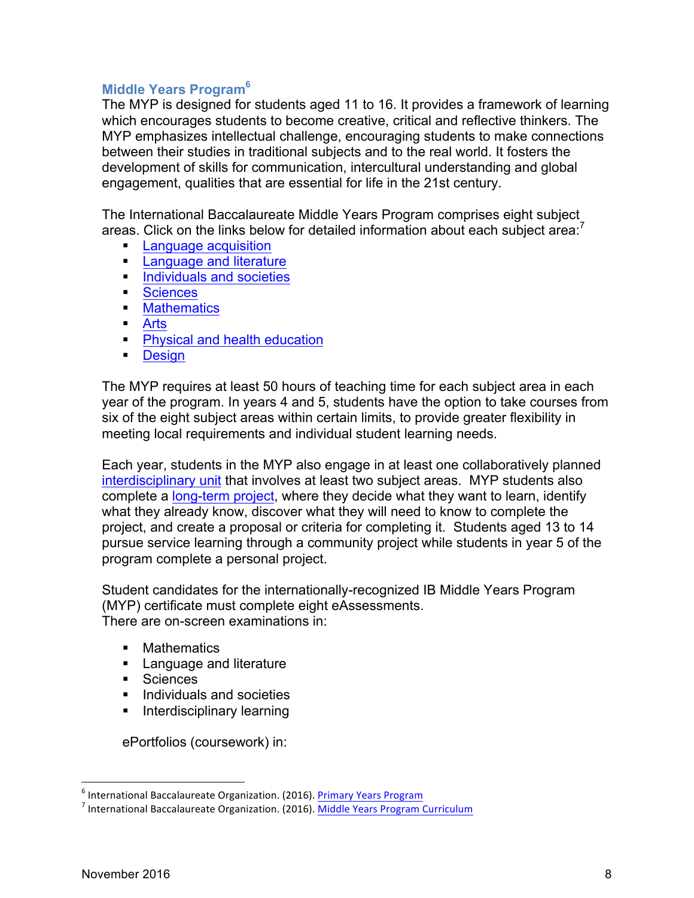### Middle Years Program[6]

The MYP is designed for students aged 11 to 16. It provides a framework of learning which encourages students to become creative, critical and reflective thinkers. The MYP emphasizes intellectual challenge, encouraging students to make connections between their studies in traditional subjects and to the real world. It fosters the development of skills for communication, intercultural understanding and global engagement, qualities that are essential for life in the 21st century.

The International Baccalaureate Middle Years Program comprises eight subject areas. Click on the links below for detailed information about each subject area:[7]

- Language acquisition
- Language and literature
- Individuals and societies
- Sciences
- Mathematics
- Arts
- Physical and health education
- Design

The MYP requires at least 50 hours of teaching time for each subject area in each year of the program. In years 4 and 5, students have the option to take courses from six of the eight subject areas within certain limits, to provide greater flexibility in meeting local requirements and individual student learning needs.

Each year, students in the MYP also engage in at least one collaboratively planned interdisciplinary unit that involves at least two subject areas. MYP students also complete a long-term project, where they decide what they want to learn, identify what they already know, discover what they will need to know to complete the project, and create a proposal or criteria for completing it. Students aged 13 to 14 pursue service learning through a community project while students in year 5 of the program complete a personal project.

Student candidates for the internationally-recognized IB Middle Years Program (MYP) certificate must complete eight eAssessments.
There are on-screen examinations in:

- Mathematics
- Language and literature
- Sciences
- Individuals and societies
- Interdisciplinary learning

ePortfolios (coursework) in:

---

[6] International Baccalaureate Organization. (2016). Primary Years Program

[7] International Baccalaureate Organization. (2016). Middle Years Program Curriculum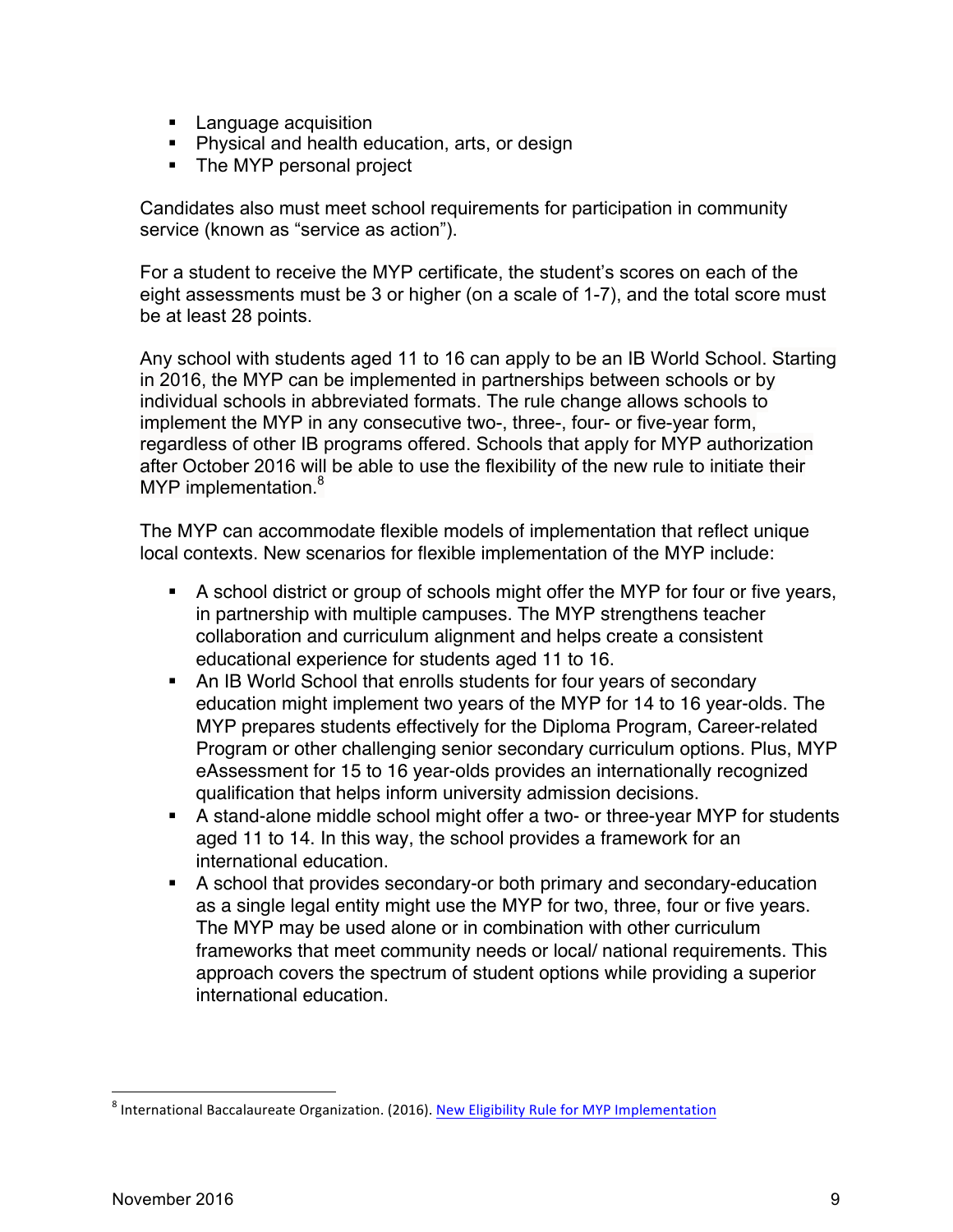- Language acquisition
- Physical and health education, arts, or design
- The MYP personal project

Candidates also must meet school requirements for participation in community service (known as "service as action").

For a student to receive the MYP certificate, the student's scores on each of the eight assessments must be 3 or higher (on a scale of 1-7), and the total score must be at least 28 points.

Any school with students aged 11 to 16 can apply to be an IB World School. Starting in 2016, the MYP can be implemented in partnerships between schools or by individual schools in abbreviated formats. The rule change allows schools to implement the MYP in any consecutive two-, three-, four- or five-year form, regardless of other IB programs offered. Schools that apply for MYP authorization after October 2016 will be able to use the flexibility of the new rule to initiate their MYP implementation.[8]

The MYP can accommodate flexible models of implementation that reflect unique local contexts. New scenarios for flexible implementation of the MYP include:

- A school district or group of schools might offer the MYP for four or five years, in partnership with multiple campuses. The MYP strengthens teacher collaboration and curriculum alignment and helps create a consistent educational experience for students aged 11 to 16.
- An IB World School that enrolls students for four years of secondary education might implement two years of the MYP for 14 to 16 year-olds. The MYP prepares students effectively for the Diploma Program, Career-related Program or other challenging senior secondary curriculum options. Plus, MYP eAssessment for 15 to 16 year-olds provides an internationally recognized qualification that helps inform university admission decisions.
- A stand-alone middle school might offer a two- or three-year MYP for students aged 11 to 14. In this way, the school provides a framework for an international education.
- A school that provides secondary-or both primary and secondary-education as a single legal entity might use the MYP for two, three, four or five years. The MYP may be used alone or in combination with other curriculum frameworks that meet community needs or local/ national requirements. This approach covers the spectrum of student options while providing a superior international education.

[8] International Baccalaureate Organization. (2016). New Eligibility Rule for MYP Implementation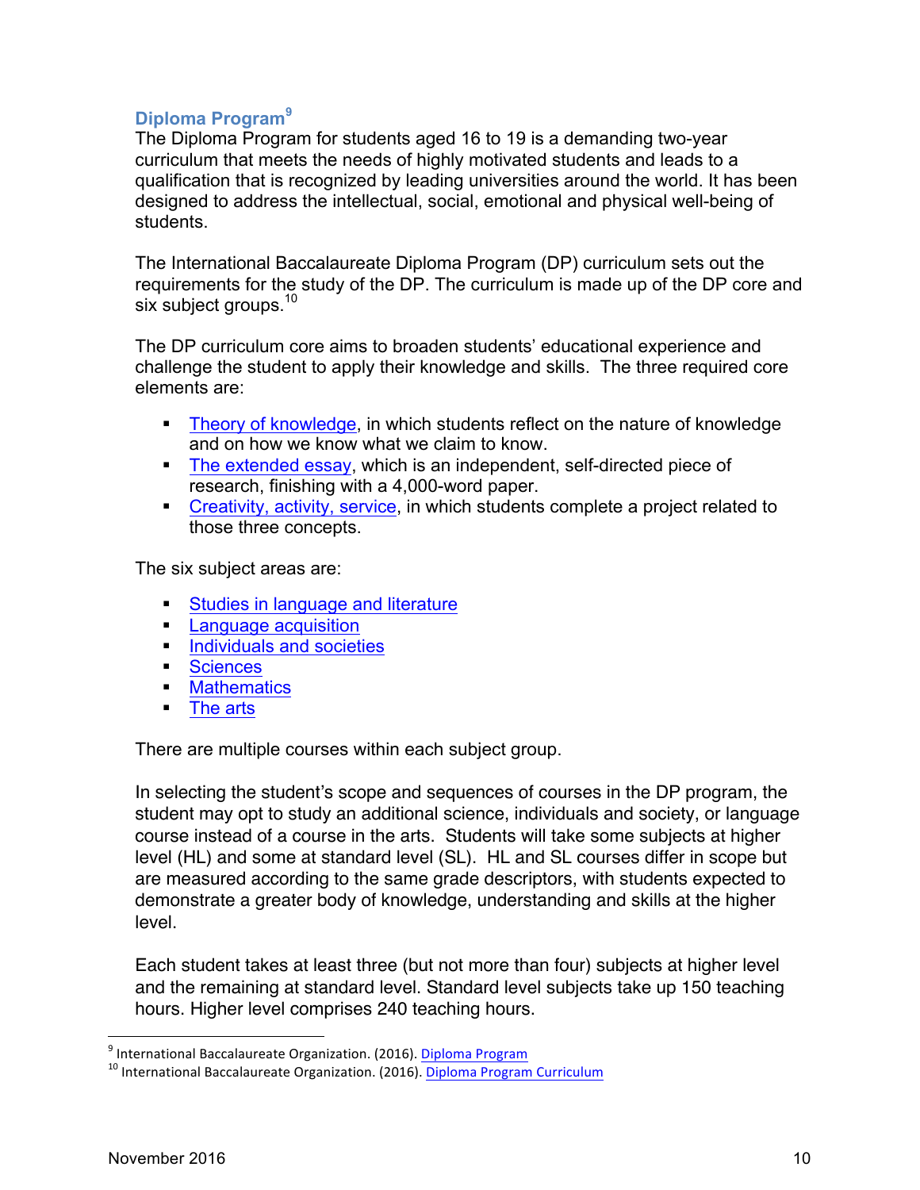### Diploma Program[9]

The Diploma Program for students aged 16 to 19 is a demanding two-year curriculum that meets the needs of highly motivated students and leads to a qualification that is recognized by leading universities around the world. It has been designed to address the intellectual, social, emotional and physical well-being of students.

The International Baccalaureate Diploma Program (DP) curriculum sets out the requirements for the study of the DP. The curriculum is made up of the DP core and six subject groups.[10]

The DP curriculum core aims to broaden students' educational experience and challenge the student to apply their knowledge and skills. The three required core elements are:

- Theory of knowledge, in which students reflect on the nature of knowledge and on how we know what we claim to know.
- The extended essay, which is an independent, self-directed piece of research, finishing with a 4,000-word paper.
- Creativity, activity, service, in which students complete a project related to those three concepts.

The six subject areas are:

- Studies in language and literature
- Language acquisition
- Individuals and societies
- Sciences
- Mathematics
- The arts

There are multiple courses within each subject group.

In selecting the student's scope and sequences of courses in the DP program, the student may opt to study an additional science, individuals and society, or language course instead of a course in the arts. Students will take some subjects at higher level (HL) and some at standard level (SL). HL and SL courses differ in scope but are measured according to the same grade descriptors, with students expected to demonstrate a greater body of knowledge, understanding and skills at the higher level.

Each student takes at least three (but not more than four) subjects at higher level and the remaining at standard level. Standard level subjects take up 150 teaching hours. Higher level comprises 240 teaching hours.

---

[9] International Baccalaureate Organization. (2016). Diploma Program

[10] International Baccalaureate Organization. (2016). Diploma Program Curriculum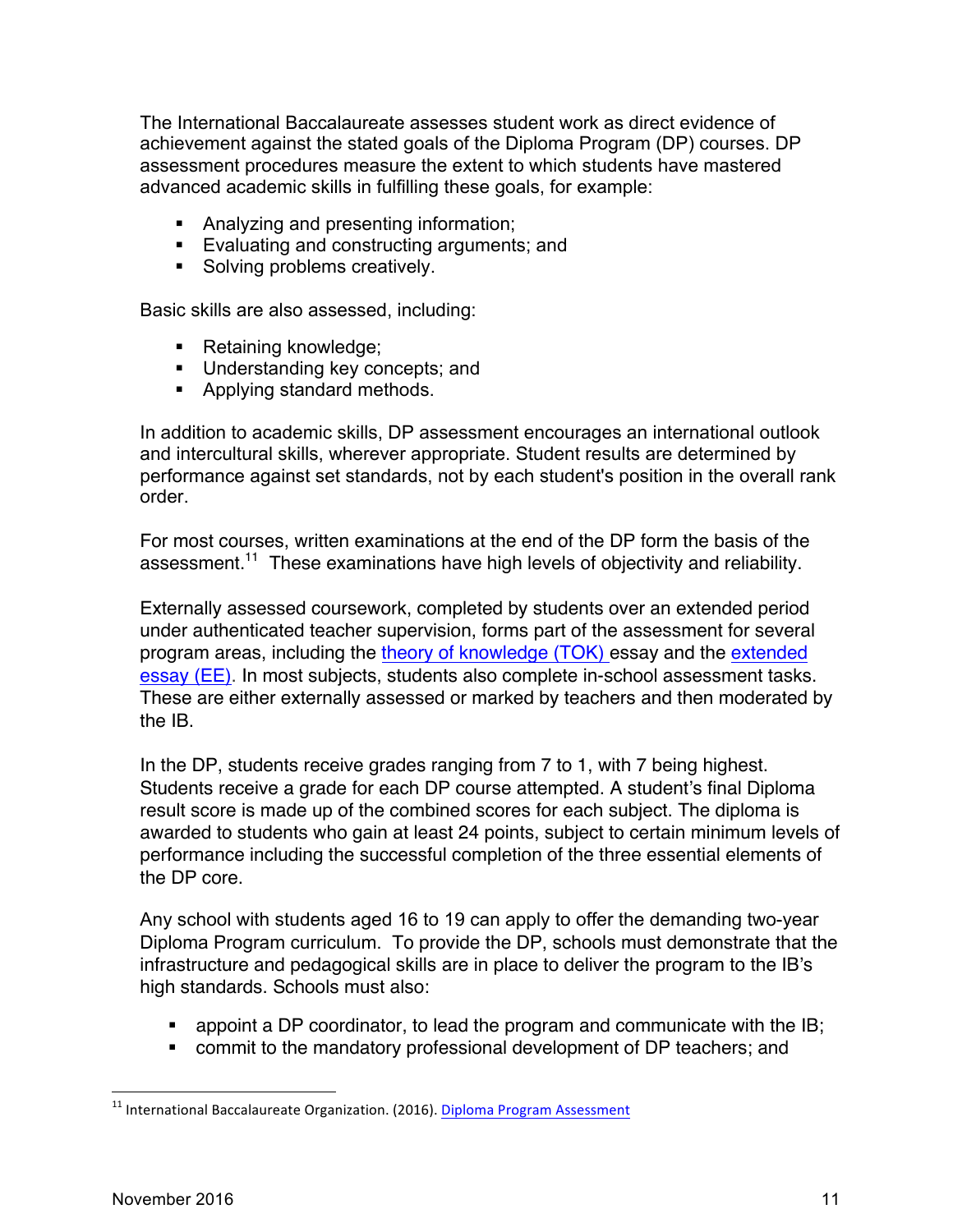The International Baccalaureate assesses student work as direct evidence of achievement against the stated goals of the Diploma Program (DP) courses. DP assessment procedures measure the extent to which students have mastered advanced academic skills in fulfilling these goals, for example:

- Analyzing and presenting information;
- Evaluating and constructing arguments; and
- Solving problems creatively.

Basic skills are also assessed, including:

- Retaining knowledge;
- Understanding key concepts; and
- Applying standard methods.

In addition to academic skills, DP assessment encourages an international outlook and intercultural skills, wherever appropriate. Student results are determined by performance against set standards, not by each student's position in the overall rank order.

For most courses, written examinations at the end of the DP form the basis of the assessment.[11] These examinations have high levels of objectivity and reliability.

Externally assessed coursework, completed by students over an extended period under authenticated teacher supervision, forms part of the assessment for several program areas, including the theory of knowledge (TOK) essay and the extended essay (EE). In most subjects, students also complete in-school assessment tasks. These are either externally assessed or marked by teachers and then moderated by the IB.

In the DP, students receive grades ranging from 7 to 1, with 7 being highest. Students receive a grade for each DP course attempted. A student's final Diploma result score is made up of the combined scores for each subject. The diploma is awarded to students who gain at least 24 points, subject to certain minimum levels of performance including the successful completion of the three essential elements of the DP core.

Any school with students aged 16 to 19 can apply to offer the demanding two-year Diploma Program curriculum. To provide the DP, schools must demonstrate that the infrastructure and pedagogical skills are in place to deliver the program to the IB's high standards. Schools must also:

- appoint a DP coordinator, to lead the program and communicate with the IB;
- commit to the mandatory professional development of DP teachers; and

[11] International Baccalaureate Organization. (2016). Diploma Program Assessment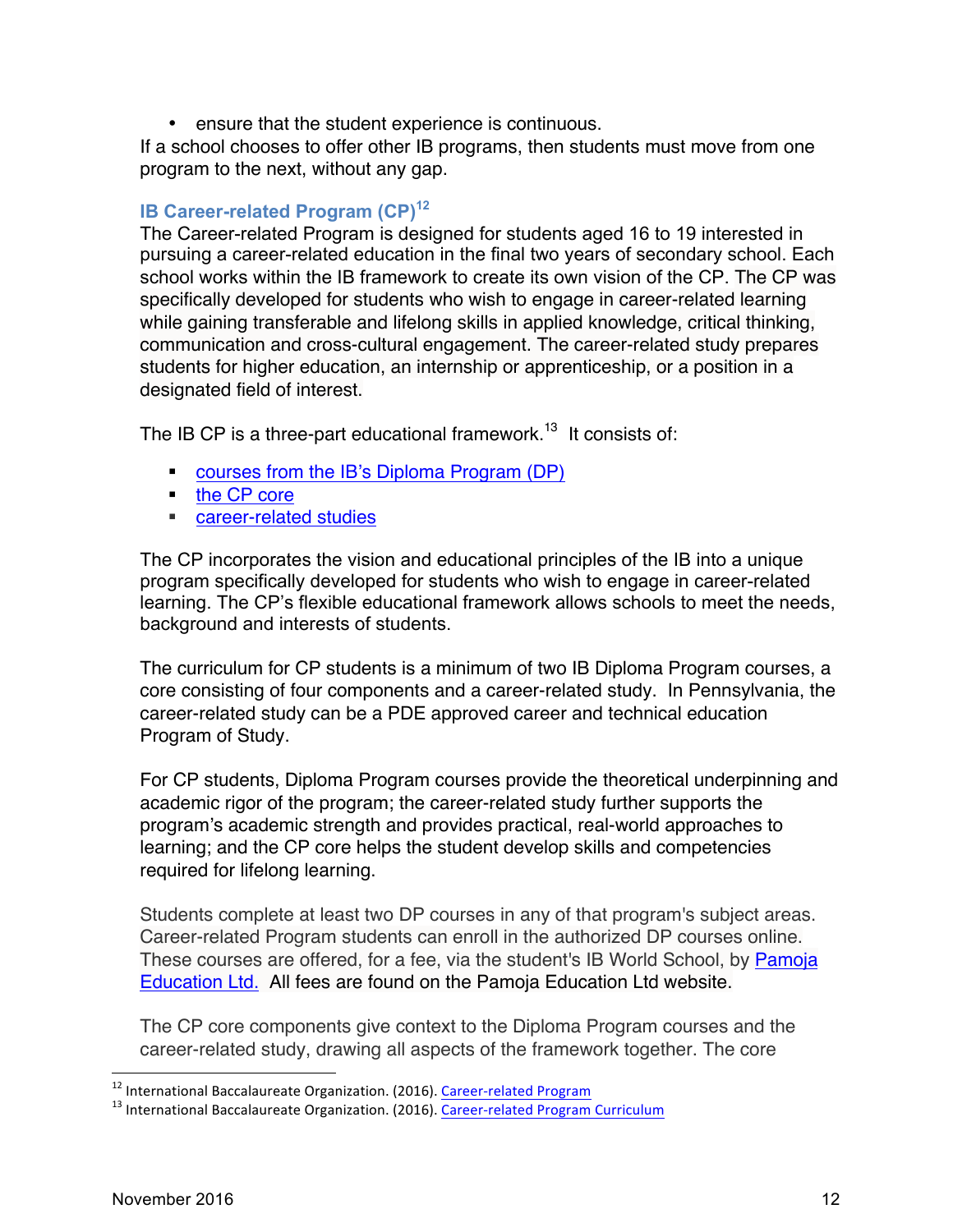- ensure that the student experience is continuous.

If a school chooses to offer other IB programs, then students must move from one program to the next, without any gap.

### IB Career-related Program (CP)[12]

The Career-related Program is designed for students aged 16 to 19 interested in pursuing a career-related education in the final two years of secondary school. Each school works within the IB framework to create its own vision of the CP. The CP was specifically developed for students who wish to engage in career-related learning while gaining transferable and lifelong skills in applied knowledge, critical thinking, communication and cross-cultural engagement. The career-related study prepares students for higher education, an internship or apprenticeship, or a position in a designated field of interest.

The IB CP is a three-part educational framework.[13] It consists of:

- courses from the IB's Diploma Program (DP)
- the CP core
- career-related studies

The CP incorporates the vision and educational principles of the IB into a unique program specifically developed for students who wish to engage in career-related learning. The CP's flexible educational framework allows schools to meet the needs, background and interests of students.

The curriculum for CP students is a minimum of two IB Diploma Program courses, a core consisting of four components and a career-related study. In Pennsylvania, the career-related study can be a PDE approved career and technical education Program of Study.

For CP students, Diploma Program courses provide the theoretical underpinning and academic rigor of the program; the career-related study further supports the program's academic strength and provides practical, real-world approaches to learning; and the CP core helps the student develop skills and competencies required for lifelong learning.

Students complete at least two DP courses in any of that program's subject areas. Career-related Program students can enroll in the authorized DP courses online. These courses are offered, for a fee, via the student's IB World School, by Pamoja Education Ltd. All fees are found on the Pamoja Education Ltd website.

The CP core components give context to the Diploma Program courses and the career-related study, drawing all aspects of the framework together. The core

[12] International Baccalaureate Organization. (2016). Career-related Program

[13] International Baccalaureate Organization. (2016). Career-related Program Curriculum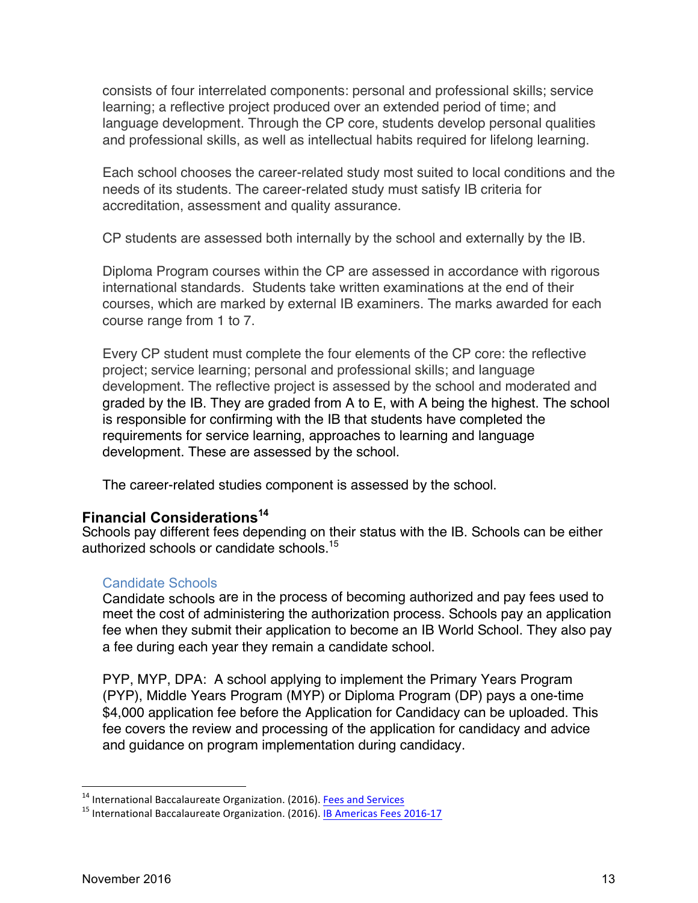consists of four interrelated components: personal and professional skills; service learning; a reflective project produced over an extended period of time; and language development. Through the CP core, students develop personal qualities and professional skills, as well as intellectual habits required for lifelong learning.

Each school chooses the career-related study most suited to local conditions and the needs of its students. The career-related study must satisfy IB criteria for accreditation, assessment and quality assurance.

CP students are assessed both internally by the school and externally by the IB.

Diploma Program courses within the CP are assessed in accordance with rigorous international standards. Students take written examinations at the end of their courses, which are marked by external IB examiners. The marks awarded for each course range from 1 to 7.

Every CP student must complete the four elements of the CP core: the reflective project; service learning; personal and professional skills; and language development. The reflective project is assessed by the school and moderated and graded by the IB. They are graded from A to E, with A being the highest. The school is responsible for confirming with the IB that students have completed the requirements for service learning, approaches to learning and language development. These are assessed by the school.

The career-related studies component is assessed by the school.

## Financial Considerations[14]

Schools pay different fees depending on their status with the IB. Schools can be either authorized schools or candidate schools.[15]

### Candidate Schools

Candidate schools are in the process of becoming authorized and pay fees used to meet the cost of administering the authorization process. Schools pay an application fee when they submit their application to become an IB World School. They also pay a fee during each year they remain a candidate school.

PYP, MYP, DPA: A school applying to implement the Primary Years Program (PYP), Middle Years Program (MYP) or Diploma Program (DP) pays a one-time $4,000 application fee before the Application for Candidacy can be uploaded. This fee covers the review and processing of the application for candidacy and advice and guidance on program implementation during candidacy.

---

[14] International Baccalaureate Organization. (2016). Fees and Services

[15] International Baccalaureate Organization. (2016). IB Americas Fees 2016-17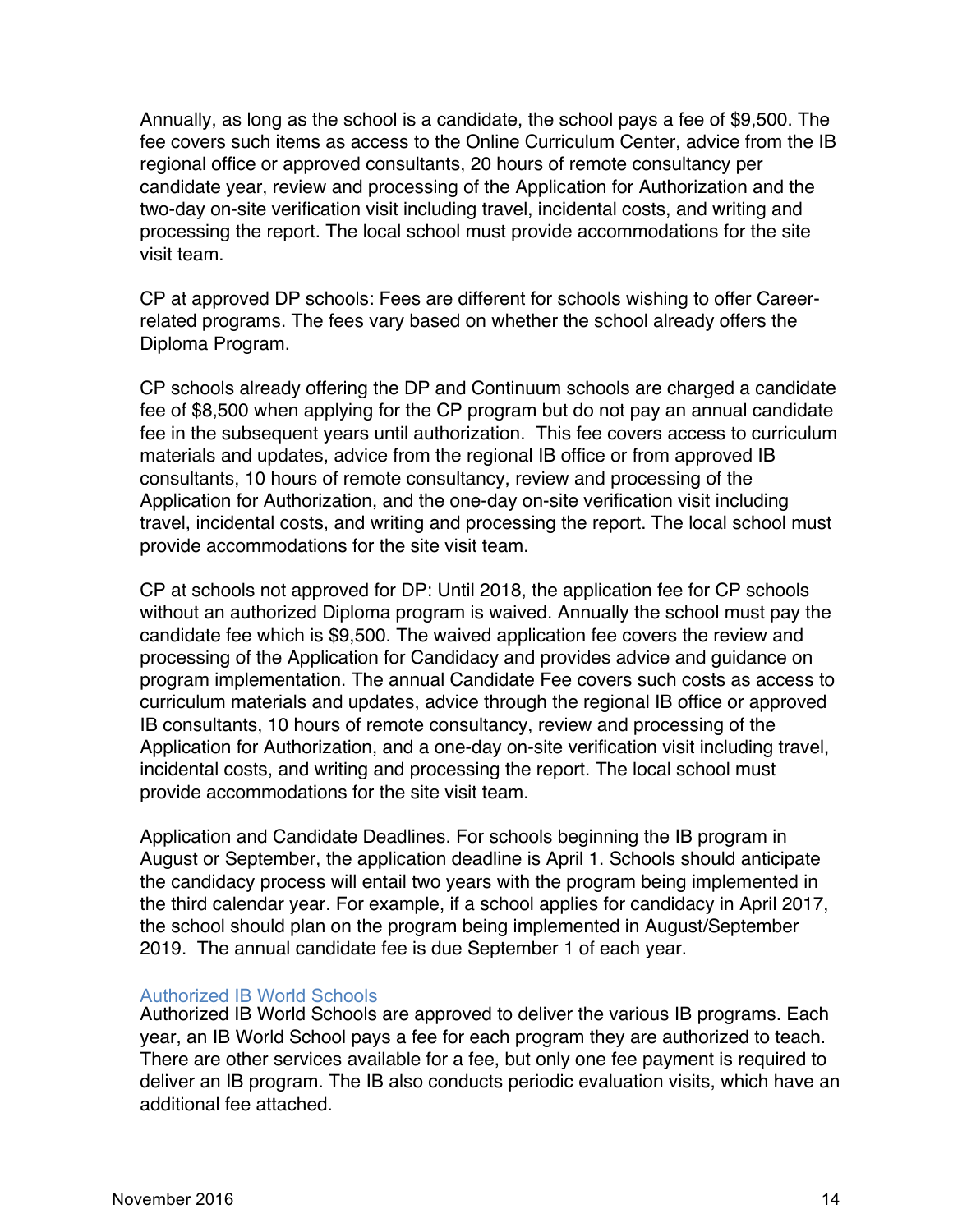Annually, as long as the school is a candidate, the school pays a fee of $9,500. The fee covers such items as access to the Online Curriculum Center, advice from the IB regional office or approved consultants, 20 hours of remote consultancy per candidate year, review and processing of the Application for Authorization and the two-day on-site verification visit including travel, incidental costs, and writing and processing the report. The local school must provide accommodations for the site visit team.

CP at approved DP schools: Fees are different for schools wishing to offer Career-related programs. The fees vary based on whether the school already offers the Diploma Program.

CP schools already offering the DP and Continuum schools are charged a candidate fee of $8,500 when applying for the CP program but do not pay an annual candidate fee in the subsequent years until authorization. This fee covers access to curriculum materials and updates, advice from the regional IB office or from approved IB consultants, 10 hours of remote consultancy, review and processing of the Application for Authorization, and the one-day on-site verification visit including travel, incidental costs, and writing and processing the report. The local school must provide accommodations for the site visit team.

CP at schools not approved for DP: Until 2018, the application fee for CP schools without an authorized Diploma program is waived. Annually the school must pay the candidate fee which is $9,500. The waived application fee covers the review and processing of the Application for Candidacy and provides advice and guidance on program implementation. The annual Candidate Fee covers such costs as access to curriculum materials and updates, advice through the regional IB office or approved IB consultants, 10 hours of remote consultancy, review and processing of the Application for Authorization, and a one-day on-site verification visit including travel, incidental costs, and writing and processing the report. The local school must provide accommodations for the site visit team.

Application and Candidate Deadlines. For schools beginning the IB program in August or September, the application deadline is April 1. Schools should anticipate the candidacy process will entail two years with the program being implemented in the third calendar year. For example, if a school applies for candidacy in April 2017, the school should plan on the program being implemented in August/September 2019. The annual candidate fee is due September 1 of each year.

### Authorized IB World Schools

Authorized IB World Schools are approved to deliver the various IB programs. Each year, an IB World School pays a fee for each program they are authorized to teach. There are other services available for a fee, but only one fee payment is required to deliver an IB program. The IB also conducts periodic evaluation visits, which have an additional fee attached.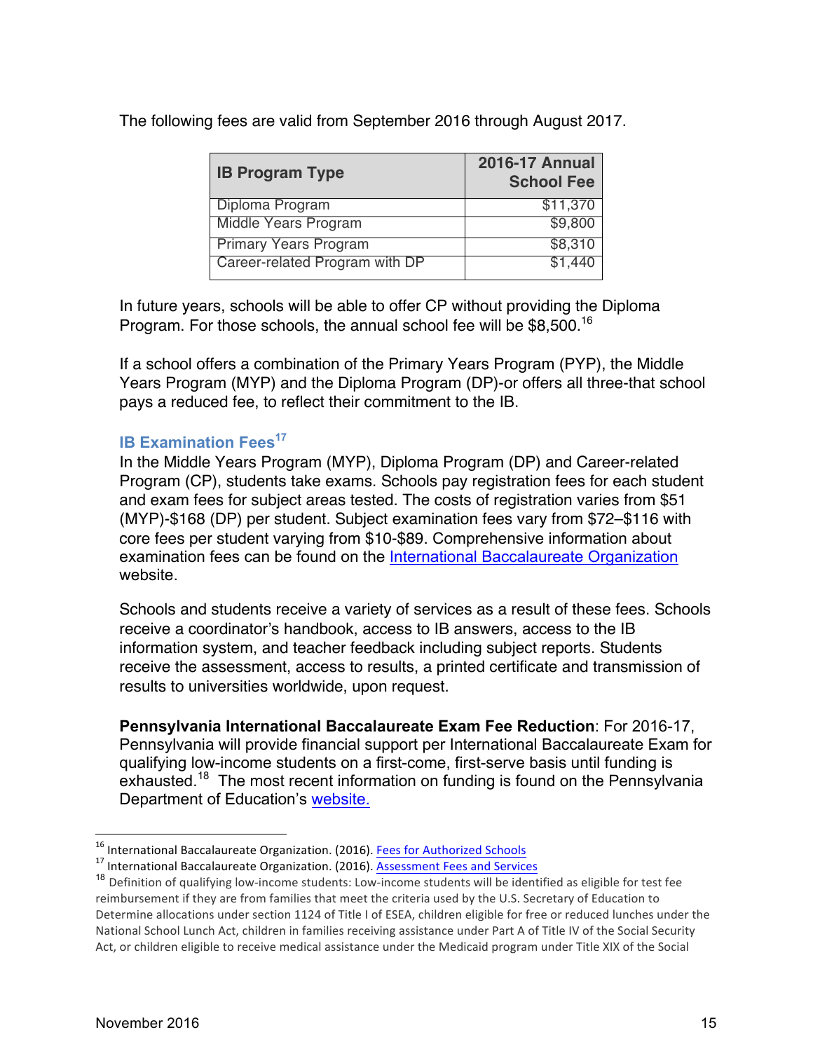The following fees are valid from September 2016 through August 2017.

| IB Program Type | 2016-17 Annual School Fee |
|---|---|
| Diploma Program | $11,370 |
| Middle Years Program | $9,800 |
| Primary Years Program | $8,310 |
| Career-related Program with DP | $1,440 |

In future years, schools will be able to offer CP without providing the Diploma Program. For those schools, the annual school fee will be $8,500.[16]

If a school offers a combination of the Primary Years Program (PYP), the Middle Years Program (MYP) and the Diploma Program (DP)-or offers all three-that school pays a reduced fee, to reflect their commitment to the IB.

### IB Examination Fees[17]

In the Middle Years Program (MYP), Diploma Program (DP) and Career-related Program (CP), students take exams. Schools pay registration fees for each student and exam fees for subject areas tested. The costs of registration varies from $51 (MYP)-$168 (DP) per student. Subject examination fees vary from $72–$116 with core fees per student varying from $10-$89. Comprehensive information about examination fees can be found on the International Baccalaureate Organization website.

Schools and students receive a variety of services as a result of these fees. Schools receive a coordinator's handbook, access to IB answers, access to the IB information system, and teacher feedback including subject reports. Students receive the assessment, access to results, a printed certificate and transmission of results to universities worldwide, upon request.

**Pennsylvania International Baccalaureate Exam Fee Reduction**: For 2016-17, Pennsylvania will provide financial support per International Baccalaureate Exam for qualifying low-income students on a first-come, first-serve basis until funding is exhausted.[18] The most recent information on funding is found on the Pennsylvania Department of Education's website.

---

[16] International Baccalaureate Organization. (2016). Fees for Authorized Schools

[17] International Baccalaureate Organization. (2016). Assessment Fees and Services

[18] Definition of qualifying low-income students: Low-income students will be identified as eligible for test fee reimbursement if they are from families that meet the criteria used by the U.S. Secretary of Education to Determine allocations under section 1124 of Title I of ESEA, children eligible for free or reduced lunches under the National School Lunch Act, children in families receiving assistance under Part A of Title IV of the Social Security Act, or children eligible to receive medical assistance under the Medicaid program under Title XIX of the Social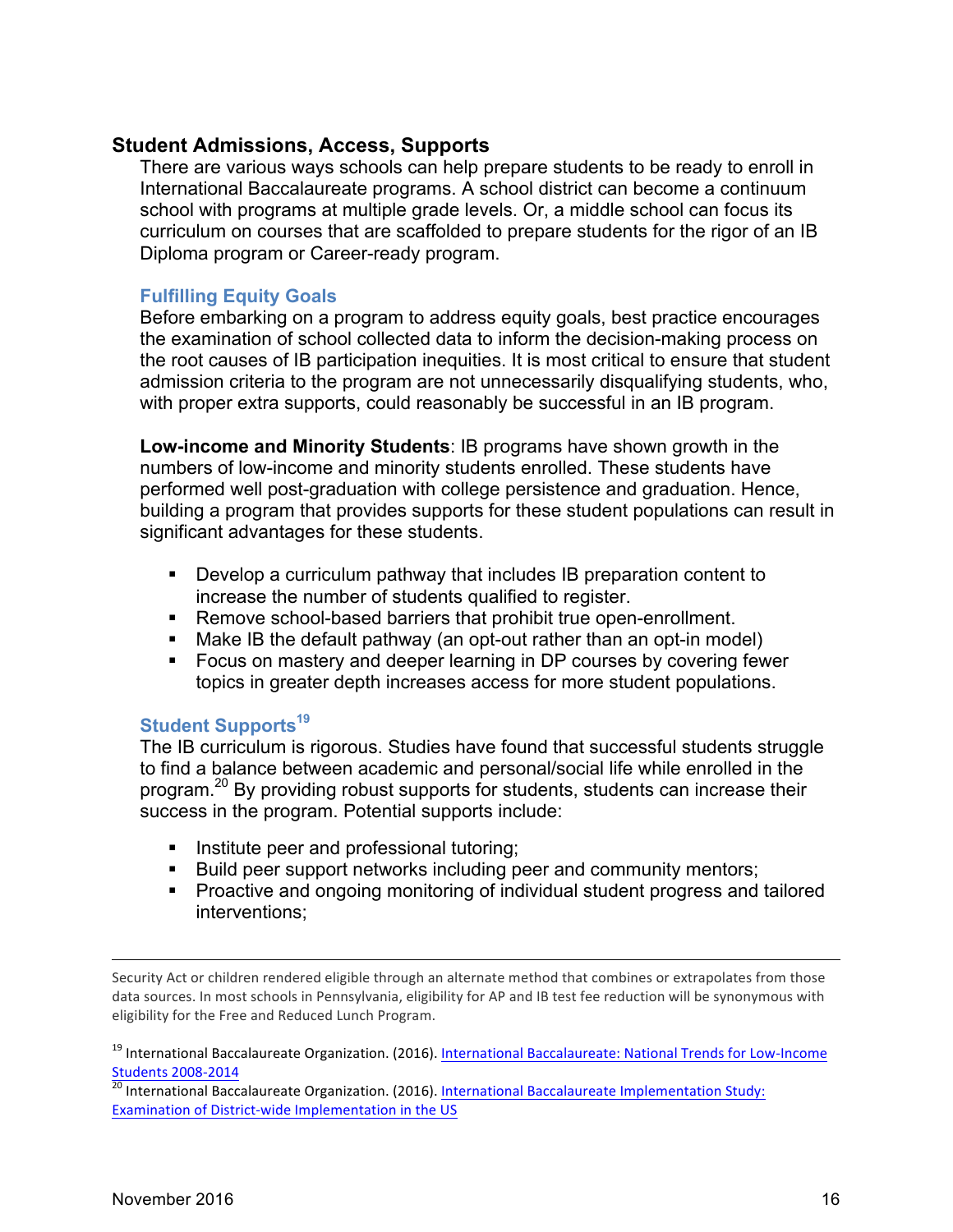## Student Admissions, Access, Supports

There are various ways schools can help prepare students to be ready to enroll in International Baccalaureate programs. A school district can become a continuum school with programs at multiple grade levels. Or, a middle school can focus its curriculum on courses that are scaffolded to prepare students for the rigor of an IB Diploma program or Career-ready program.

### Fulfilling Equity Goals

Before embarking on a program to address equity goals, best practice encourages the examination of school collected data to inform the decision-making process on the root causes of IB participation inequities. It is most critical to ensure that student admission criteria to the program are not unnecessarily disqualifying students, who, with proper extra supports, could reasonably be successful in an IB program.

**Low-income and Minority Students**: IB programs have shown growth in the numbers of low-income and minority students enrolled. These students have performed well post-graduation with college persistence and graduation. Hence, building a program that provides supports for these student populations can result in significant advantages for these students.

- Develop a curriculum pathway that includes IB preparation content to increase the number of students qualified to register.
- Remove school-based barriers that prohibit true open-enrollment.
- Make IB the default pathway (an opt-out rather than an opt-in model)
- Focus on mastery and deeper learning in DP courses by covering fewer topics in greater depth increases access for more student populations.

### Student Supports[19]

The IB curriculum is rigorous. Studies have found that successful students struggle to find a balance between academic and personal/social life while enrolled in the program.[20] By providing robust supports for students, students can increase their success in the program. Potential supports include:

- Institute peer and professional tutoring;
- Build peer support networks including peer and community mentors;
- Proactive and ongoing monitoring of individual student progress and tailored interventions;

---

Security Act or children rendered eligible through an alternate method that combines or extrapolates from those data sources. In most schools in Pennsylvania, eligibility for AP and IB test fee reduction will be synonymous with eligibility for the Free and Reduced Lunch Program.

[19] International Baccalaureate Organization. (2016). International Baccalaureate: National Trends for Low-Income Students 2008-2014

[20] International Baccalaureate Organization. (2016). International Baccalaureate Implementation Study: Examination of District-wide Implementation in the US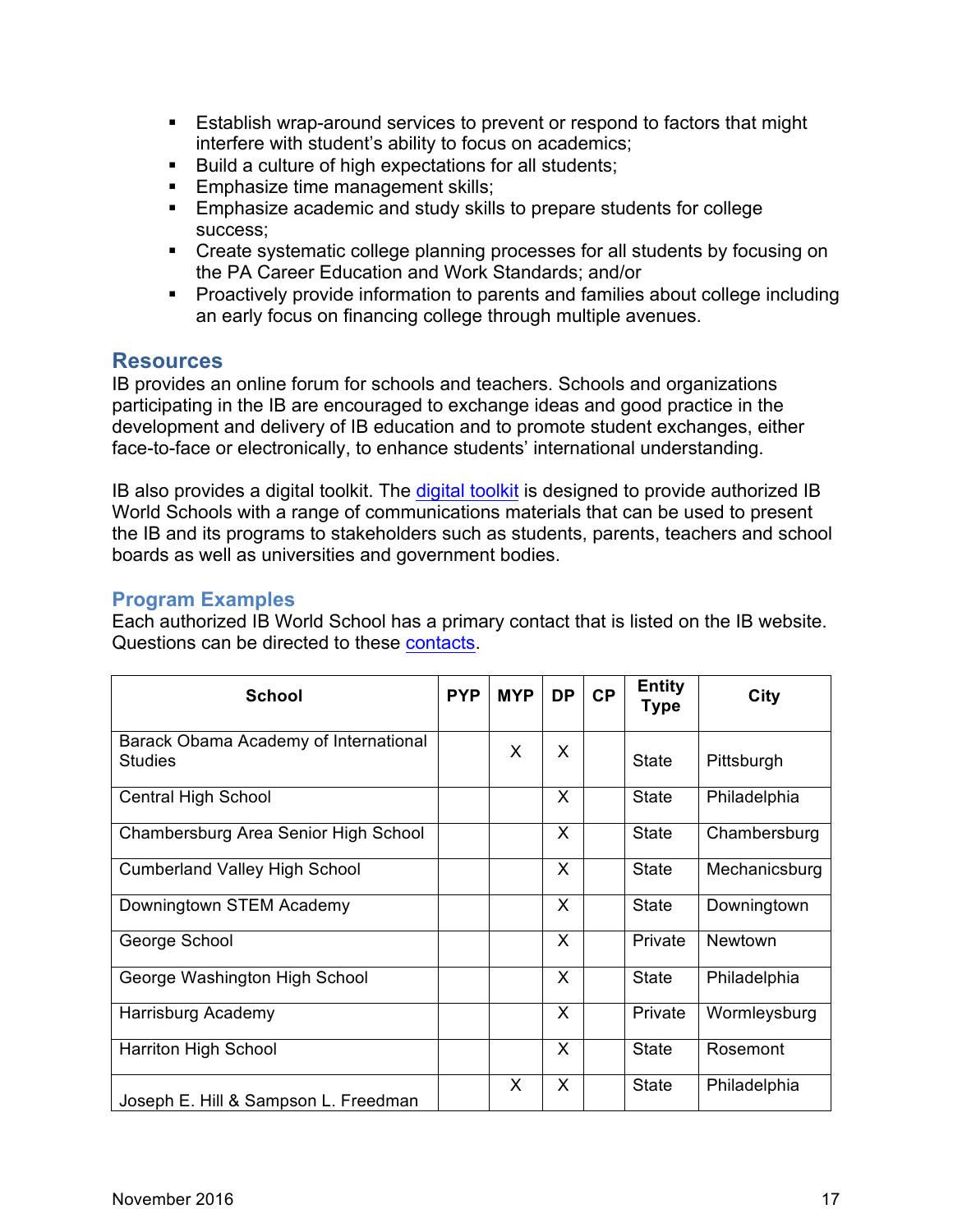- Establish wrap-around services to prevent or respond to factors that might interfere with student's ability to focus on academics;
- Build a culture of high expectations for all students;
- Emphasize time management skills;
- Emphasize academic and study skills to prepare students for college success;
- Create systematic college planning processes for all students by focusing on the PA Career Education and Work Standards; and/or
- Proactively provide information to parents and families about college including an early focus on financing college through multiple avenues.

## Resources

IB provides an online forum for schools and teachers. Schools and organizations participating in the IB are encouraged to exchange ideas and good practice in the development and delivery of IB education and to promote student exchanges, either face-to-face or electronically, to enhance students' international understanding.

IB also provides a digital toolkit. The digital toolkit is designed to provide authorized IB World Schools with a range of communications materials that can be used to present the IB and its programs to stakeholders such as students, parents, teachers and school boards as well as universities and government bodies.

## Program Examples

Each authorized IB World School has a primary contact that is listed on the IB website. Questions can be directed to these contacts.

| School | PYP | MYP | DP | CP | Entity Type | City |
|---|---|---|---|---|---|---|
| Barack Obama Academy of International Studies | | X | X | | State | Pittsburgh |
| Central High School | | | X | | State | Philadelphia |
| Chambersburg Area Senior High School | | | X | | State | Chambersburg |
| Cumberland Valley High School | | | X | | State | Mechanicsburg |
| Downingtown STEM Academy | | | X | | State | Downingtown |
| George School | | | X | | Private | Newtown |
| George Washington High School | | | X | | State | Philadelphia |
| Harrisburg Academy | | | X | | Private | Wormleysburg |
| Harriton High School | | | X | | State | Rosemont |
| Joseph E. Hill & Sampson L. Freedman | | X | X | | State | Philadelphia |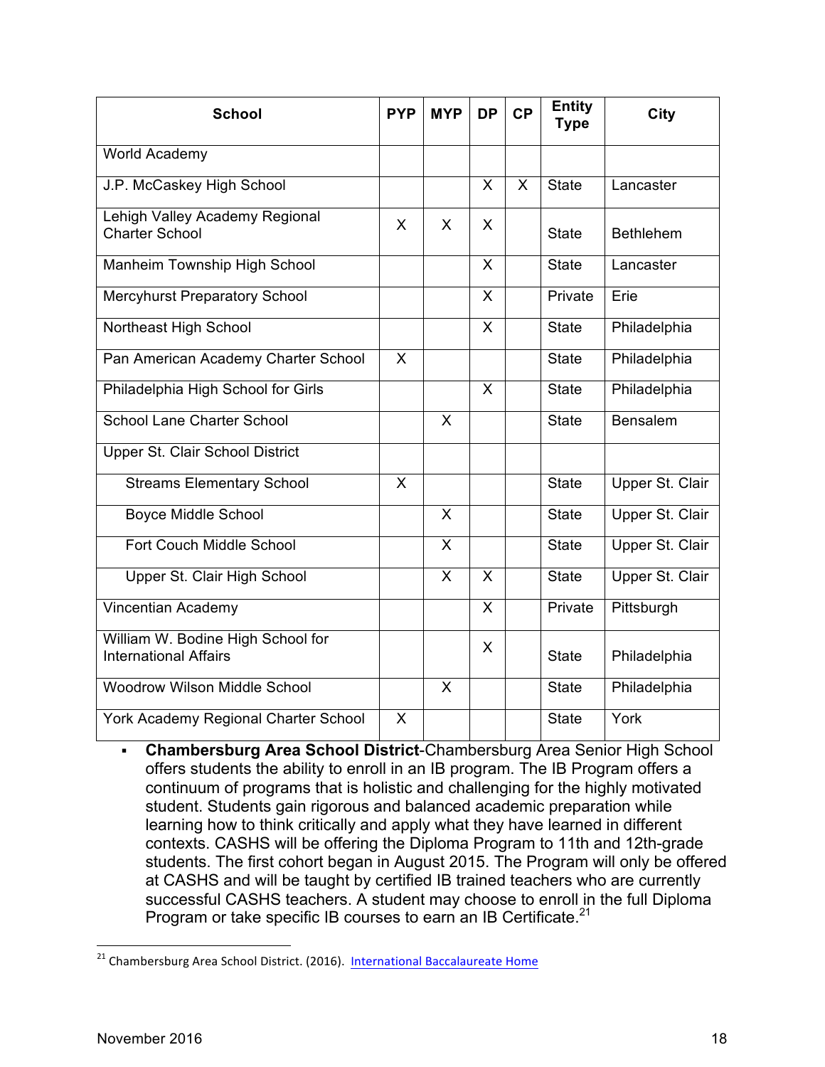| School | PYP | MYP | DP | CP | Entity Type | City |
|---|---|---|---|---|---|---|
| World Academy | | | | | | |
| J.P. McCaskey High School | | | X | X | State | Lancaster |
| Lehigh Valley Academy Regional Charter School | X | X | X | | State | Bethlehem |
| Manheim Township High School | | | X | | State | Lancaster |
| Mercyhurst Preparatory School | | | X | | Private | Erie |
| Northeast High School | | | X | | State | Philadelphia |
| Pan American Academy Charter School | X | | | | State | Philadelphia |
| Philadelphia High School for Girls | | | X | | State | Philadelphia |
| School Lane Charter School | | X | | | State | Bensalem |
| Upper St. Clair School District | | | | | | |
| Streams Elementary School | X | | | | State | Upper St. Clair |
| Boyce Middle School | | X | | | State | Upper St. Clair |
| Fort Couch Middle School | | X | | | State | Upper St. Clair |
| Upper St. Clair High School | | X | X | | State | Upper St. Clair |
| Vincentian Academy | | | X | | Private | Pittsburgh |
| William W. Bodine High School for International Affairs | | | X | | State | Philadelphia |
| Woodrow Wilson Middle School | | X | | | State | Philadelphia |
| York Academy Regional Charter School | X | | | | State | York |

- **Chambersburg Area School District**-Chambersburg Area Senior High School offers students the ability to enroll in an IB program. The IB Program offers a continuum of programs that is holistic and challenging for the highly motivated student. Students gain rigorous and balanced academic preparation while learning how to think critically and apply what they have learned in different contexts. CASHS will be offering the Diploma Program to 11th and 12th-grade students. The first cohort began in August 2015. The Program will only be offered at CASHS and will be taught by certified IB trained teachers who are currently successful CASHS teachers. A student may choose to enroll in the full Diploma Program or take specific IB courses to earn an IB Certificate.[21]

[21] Chambersburg Area School District. (2016). International Baccalaureate Home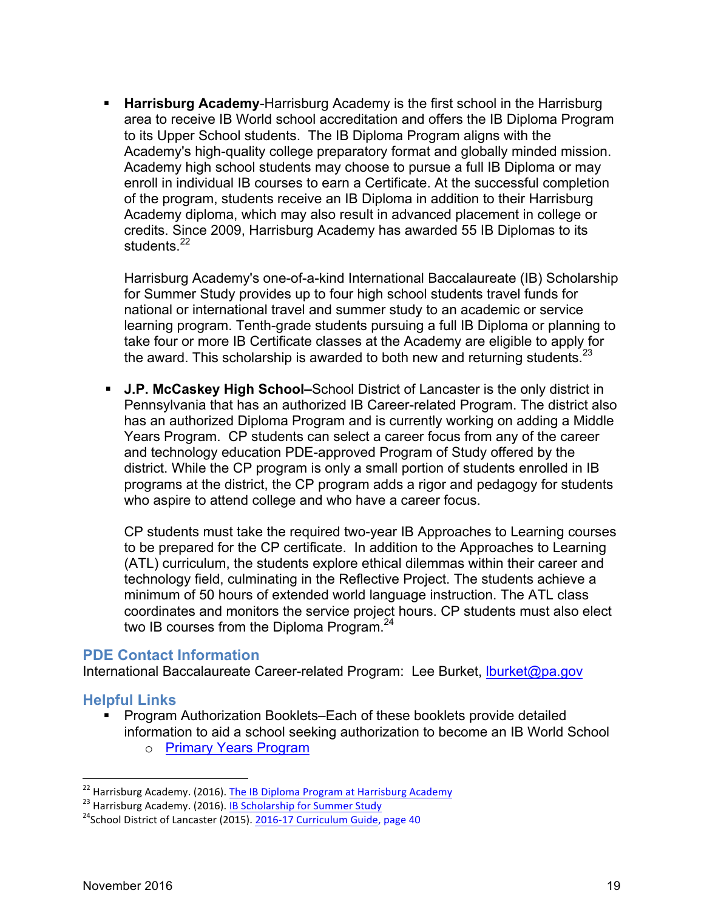- **Harrisburg Academy**-Harrisburg Academy is the first school in the Harrisburg area to receive IB World school accreditation and offers the IB Diploma Program to its Upper School students. The IB Diploma Program aligns with the Academy's high-quality college preparatory format and globally minded mission. Academy high school students may choose to pursue a full IB Diploma or may enroll in individual IB courses to earn a Certificate. At the successful completion of the program, students receive an IB Diploma in addition to their Harrisburg Academy diploma, which may also result in advanced placement in college or credits. Since 2009, Harrisburg Academy has awarded 55 IB Diplomas to its students.[22]

  Harrisburg Academy's one-of-a-kind International Baccalaureate (IB) Scholarship for Summer Study provides up to four high school students travel funds for national or international travel and summer study to an academic or service learning program. Tenth-grade students pursuing a full IB Diploma or planning to take four or more IB Certificate classes at the Academy are eligible to apply for the award. This scholarship is awarded to both new and returning students.[23]

- **J.P. McCaskey High School–**School District of Lancaster is the only district in Pennsylvania that has an authorized IB Career-related Program. The district also has an authorized Diploma Program and is currently working on adding a Middle Years Program. CP students can select a career focus from any of the career and technology education PDE-approved Program of Study offered by the district. While the CP program is only a small portion of students enrolled in IB programs at the district, the CP program adds a rigor and pedagogy for students who aspire to attend college and who have a career focus.

  CP students must take the required two-year IB Approaches to Learning courses to be prepared for the CP certificate. In addition to the Approaches to Learning (ATL) curriculum, the students explore ethical dilemmas within their career and technology field, culminating in the Reflective Project. The students achieve a minimum of 50 hours of extended world language instruction. The ATL class coordinates and monitors the service project hours. CP students must also elect two IB courses from the Diploma Program.[24]

## PDE Contact Information

International Baccalaureate Career-related Program: Lee Burket, lburket@pa.gov

## Helpful Links

- Program Authorization Booklets–Each of these booklets provide detailed information to aid a school seeking authorization to become an IB World School
  - Primary Years Program

---

[22] Harrisburg Academy. (2016). The IB Diploma Program at Harrisburg Academy

[23] Harrisburg Academy. (2016). IB Scholarship for Summer Study

[24] School District of Lancaster (2015). 2016-17 Curriculum Guide, page 40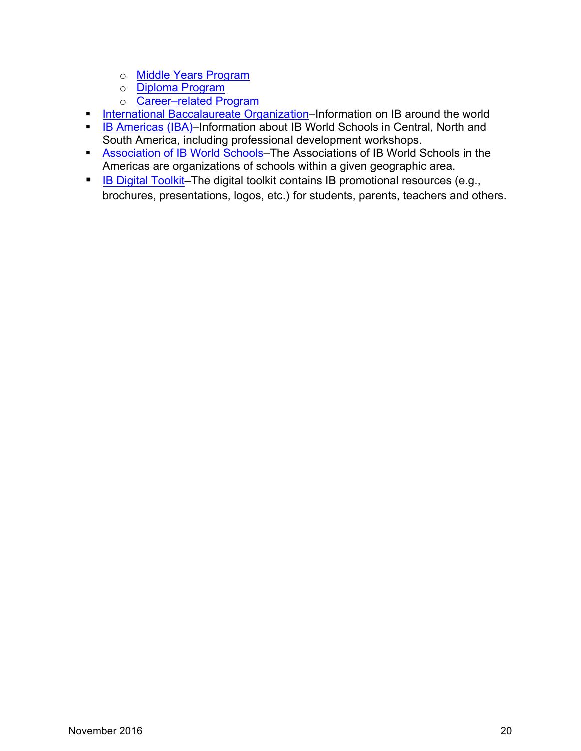- Middle Years Program
  - Diploma Program
  - Career–related Program
- International Baccalaureate Organization–Information on IB around the world
- IB Americas (IBA)–Information about IB World Schools in Central, North and South America, including professional development workshops.
- Association of IB World Schools–The Associations of IB World Schools in the Americas are organizations of schools within a given geographic area.
- IB Digital Toolkit–The digital toolkit contains IB promotional resources (e.g., brochures, presentations, logos, etc.) for students, parents, teachers and others.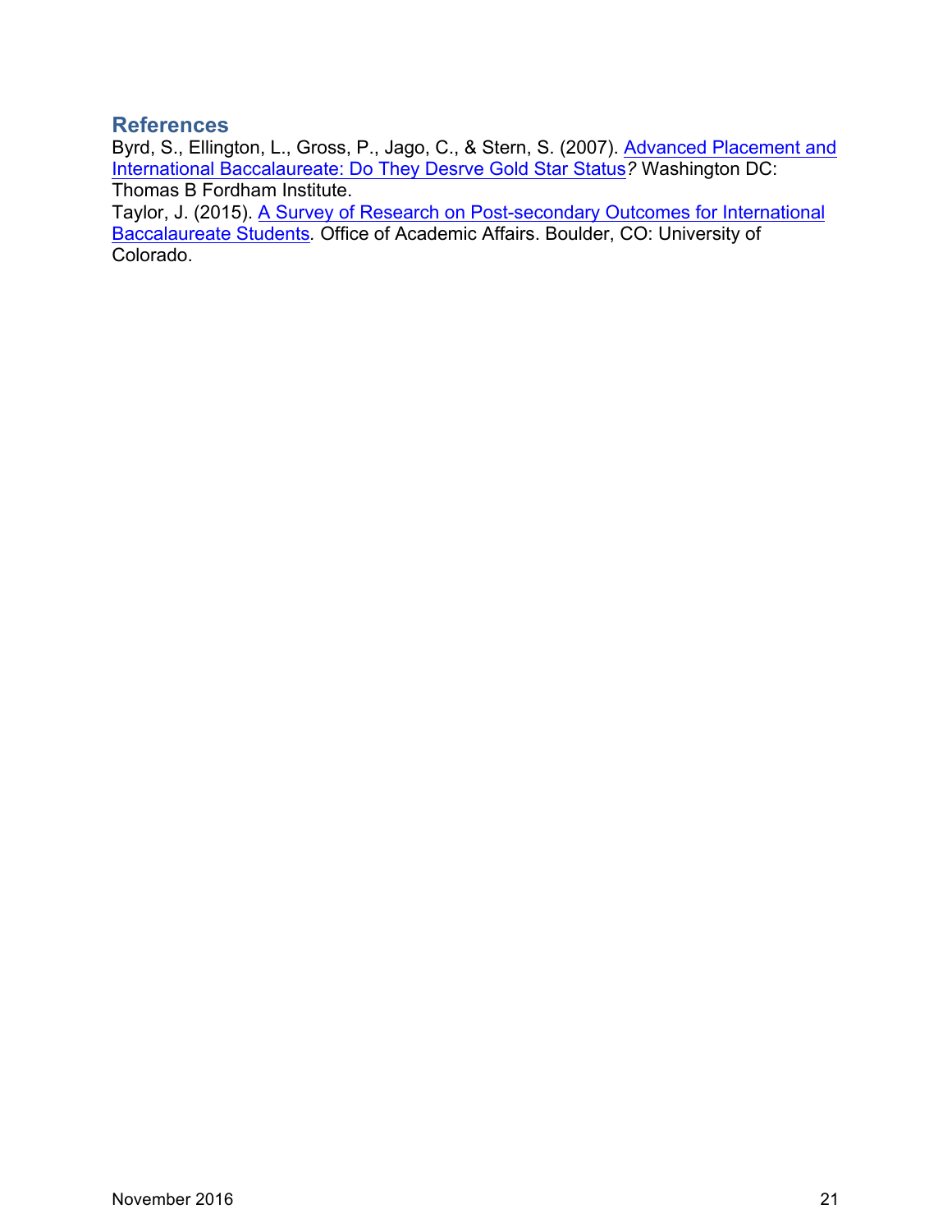## References

Byrd, S., Ellington, L., Gross, P., Jago, C., & Stern, S. (2007). Advanced Placement and International Baccalaureate: Do They Desrve Gold Star Status? Washington DC: Thomas B Fordham Institute.

Taylor, J. (2015). A Survey of Research on Post-secondary Outcomes for International Baccalaureate Students. Office of Academic Affairs. Boulder, CO: University of Colorado.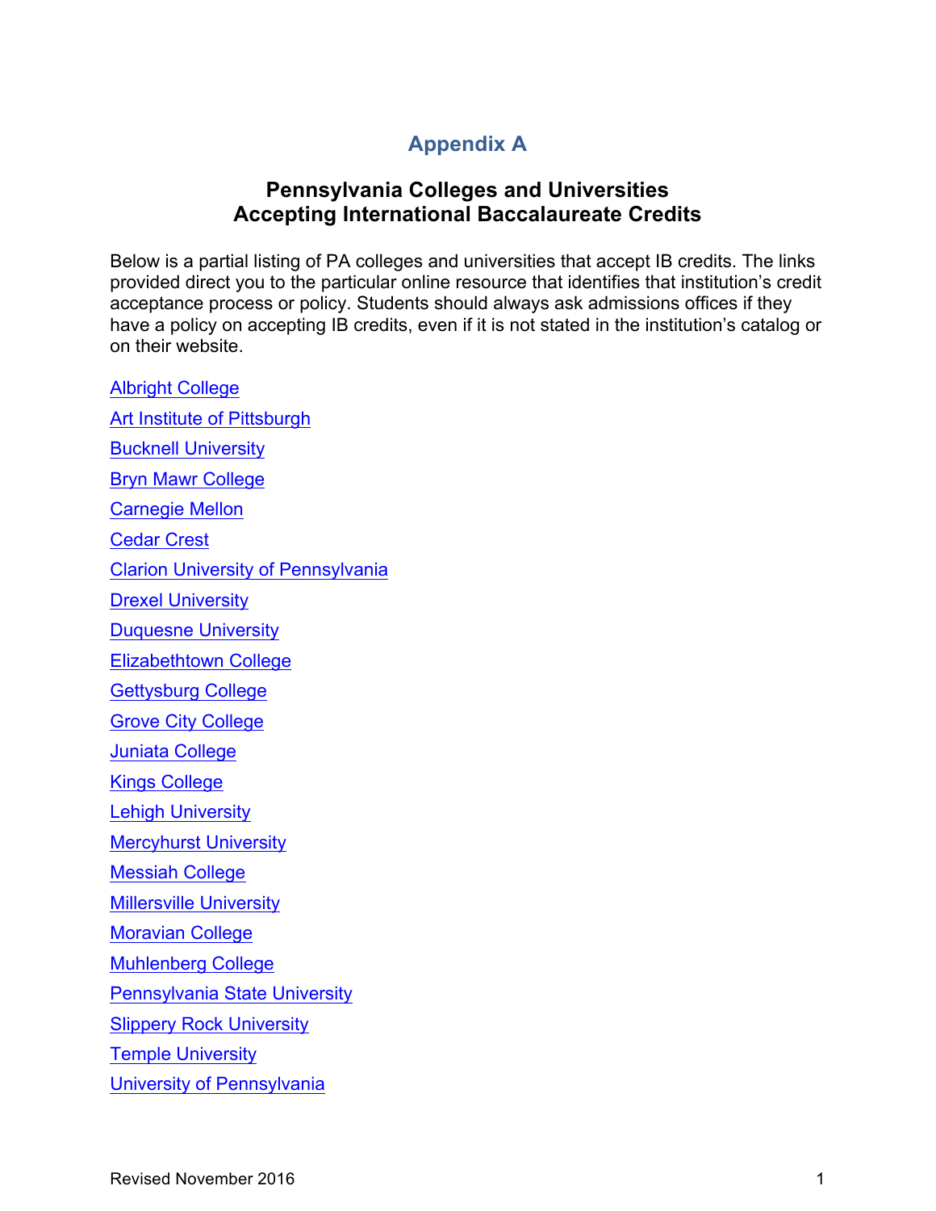# Appendix A

## Pennsylvania Colleges and Universities Accepting International Baccalaureate Credits

Below is a partial listing of PA colleges and universities that accept IB credits. The links provided direct you to the particular online resource that identifies that institution's credit acceptance process or policy. Students should always ask admissions offices if they have a policy on accepting IB credits, even if it is not stated in the institution's catalog or on their website.

Albright College

Art Institute of Pittsburgh

Bucknell University

Bryn Mawr College

Carnegie Mellon

Cedar Crest

Clarion University of Pennsylvania

Drexel University

Duquesne University

Elizabethtown College

Gettysburg College

Grove City College

Juniata College

Kings College

Lehigh University

Mercyhurst University

Messiah College

Millersville University

Moravian College

Muhlenberg College

Pennsylvania State University

Slippery Rock University

Temple University

University of Pennsylvania

Revised November 2016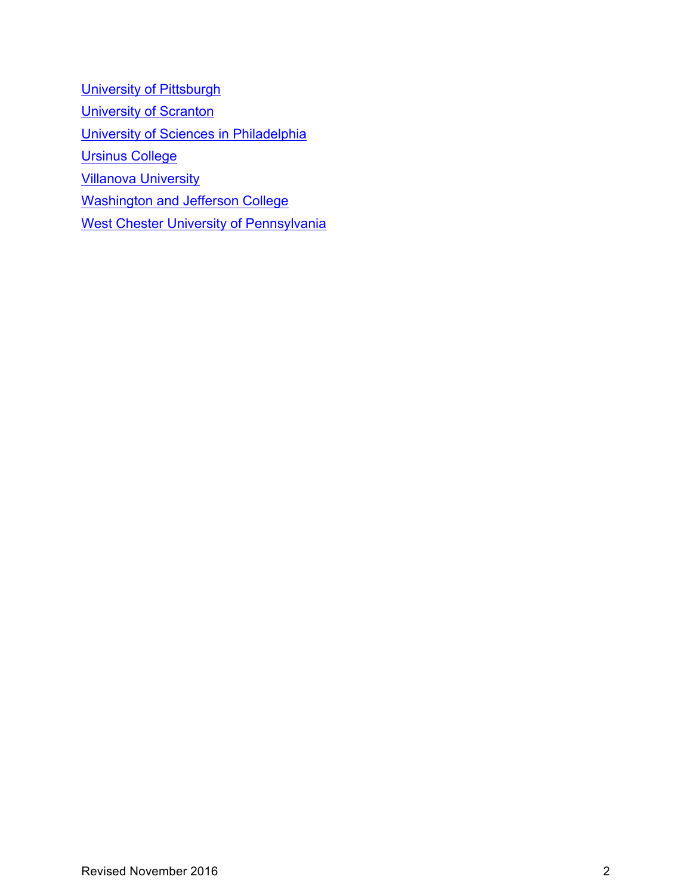University of Pittsburgh

University of Scranton

University of Sciences in Philadelphia

Ursinus College

Villanova University

Washington and Jefferson College

West Chester University of Pennsylvania